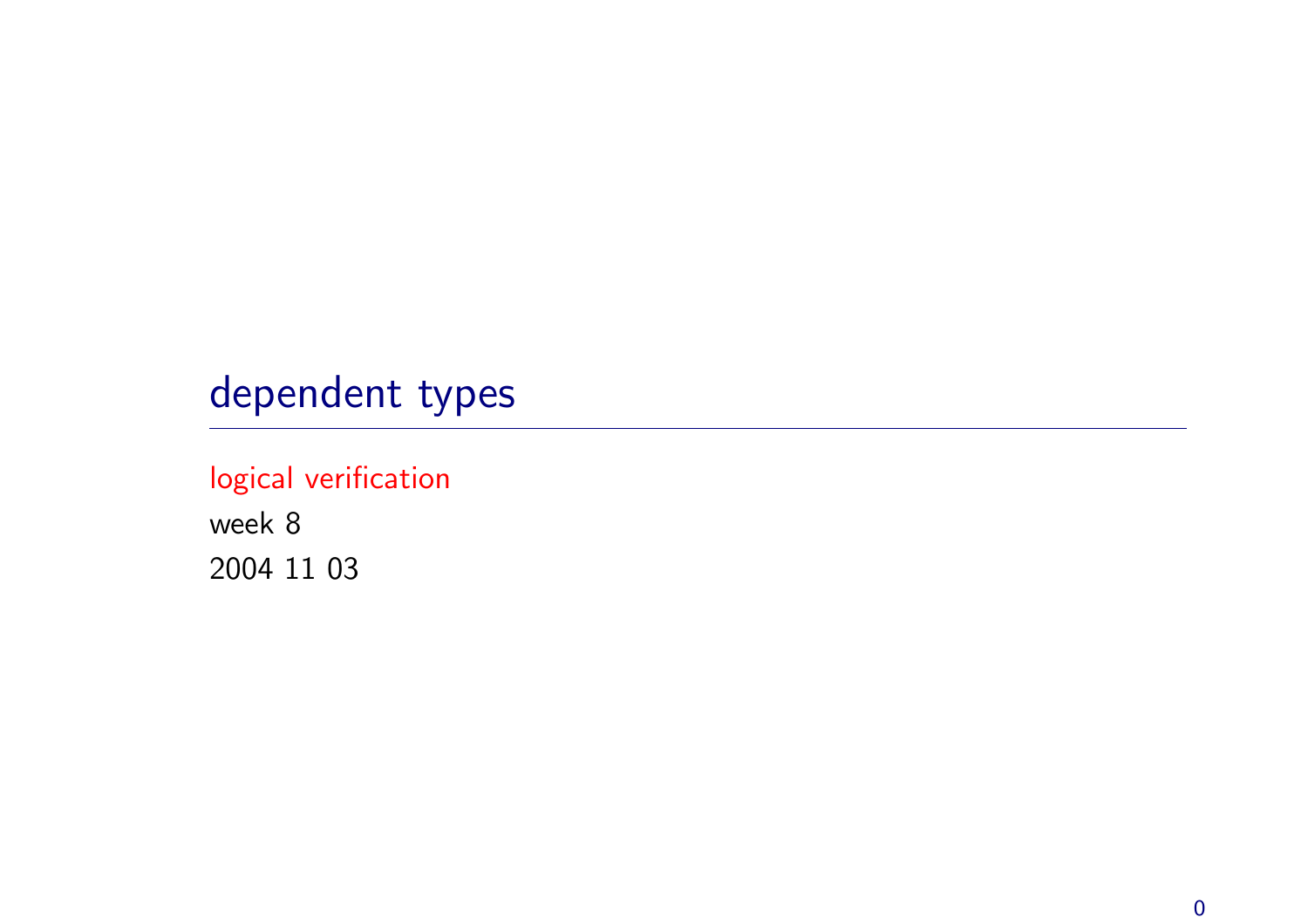# dependent types

logical verification

week 8

2004 11 03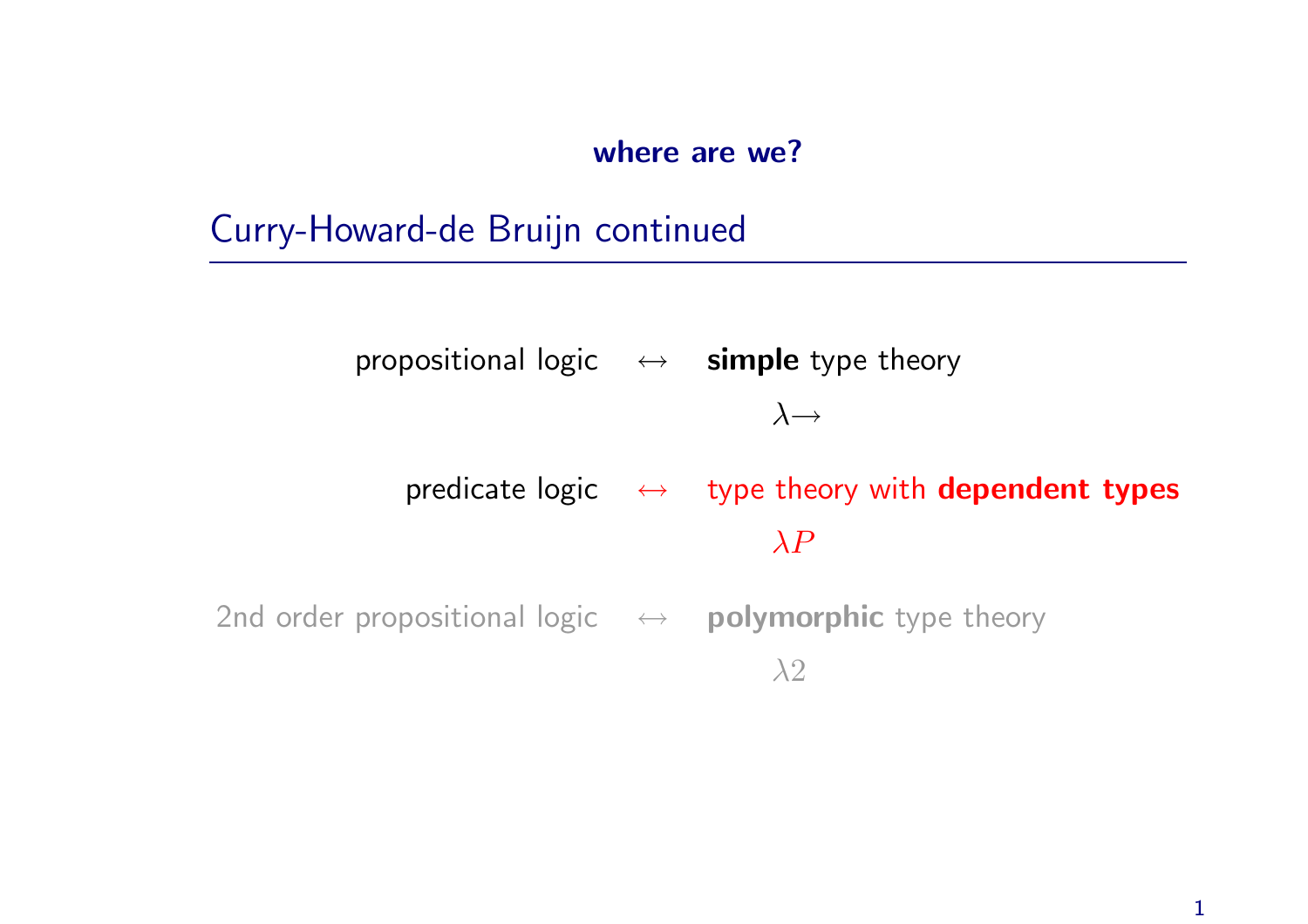**where are we?**

## Curry-Howard-de Bruijn continued

| | | |
|---|---|---|
| propositional logic | $\leftrightarrow$ | **simple** type theory |
| | | $\lambda{\to}$ |
| predicate logic | $\leftrightarrow$ | type theory with **dependent types** |
| | | $\lambda P$ |
| 2nd order propositional logic | $\leftrightarrow$ | **polymorphic** type theory |
| | | $\lambda 2$ |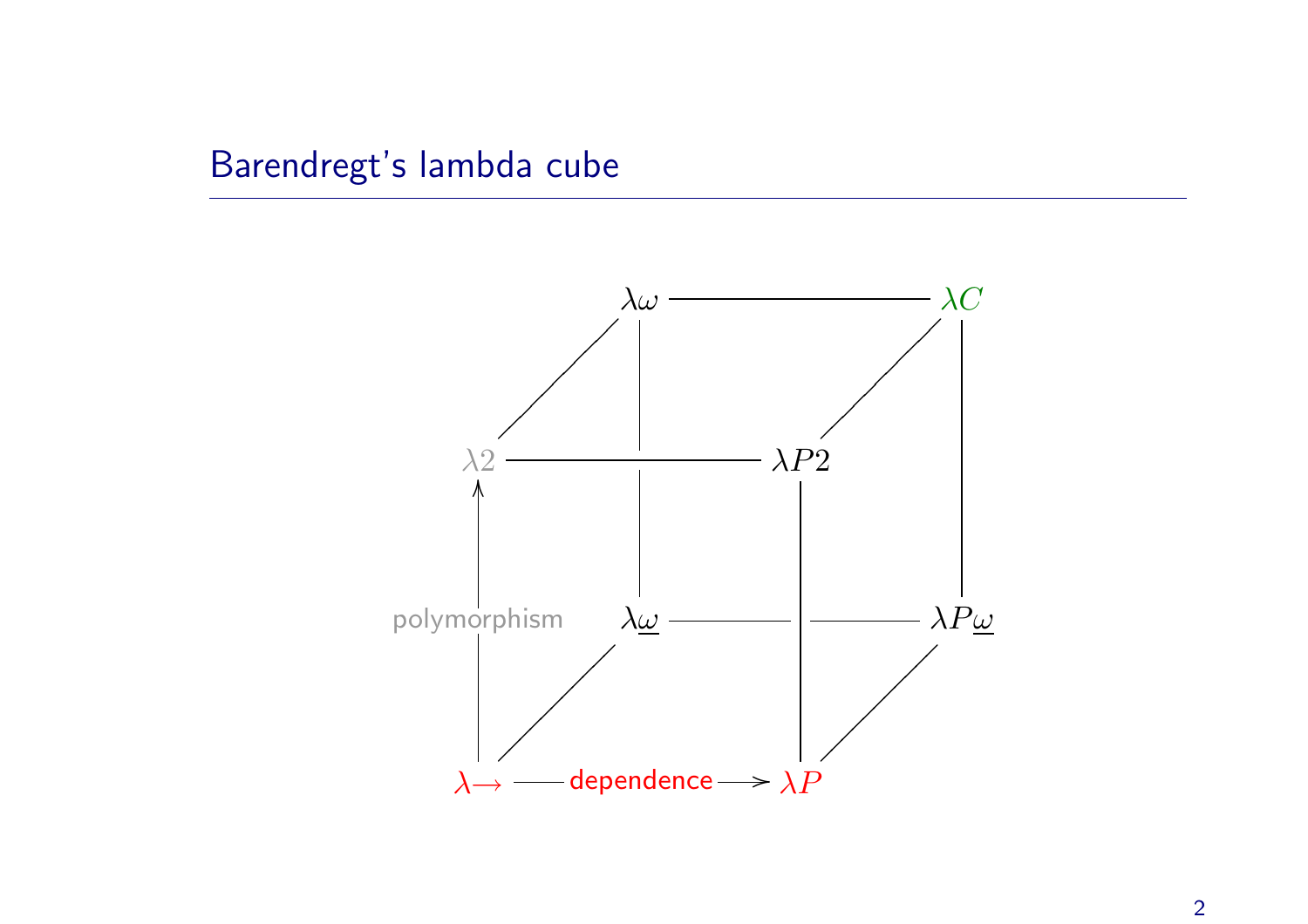# Barendregt's lambda cube

$\lambda\omega$ — $\lambda C$

$\lambda 2$ — $\lambda P2$

polymorphism

$\lambda\underline{\omega}$ — $\lambda P\underline{\omega}$

$\lambda\!\rightarrow$ — dependence → $\lambda P$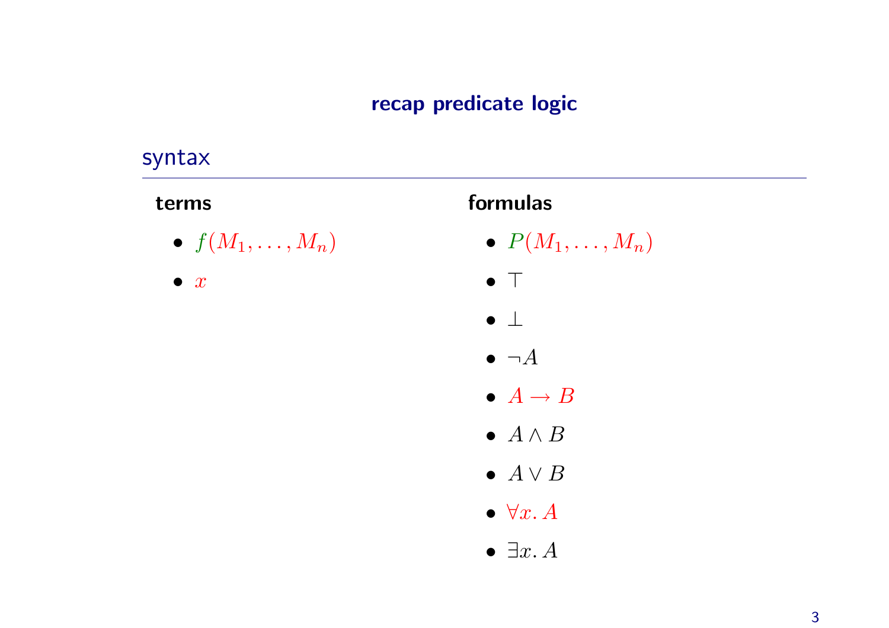# recap predicate logic

## syntax

**terms**

- $f(M_1, \ldots, M_n)$
- $x$

**formulas**

- $P(M_1, \ldots, M_n)$
- $\top$
- $\bot$
- $\neg A$
- $A \to B$
- $A \land B$
- $A \lor B$
- $\forall x.\, A$
- $\exists x.\, A$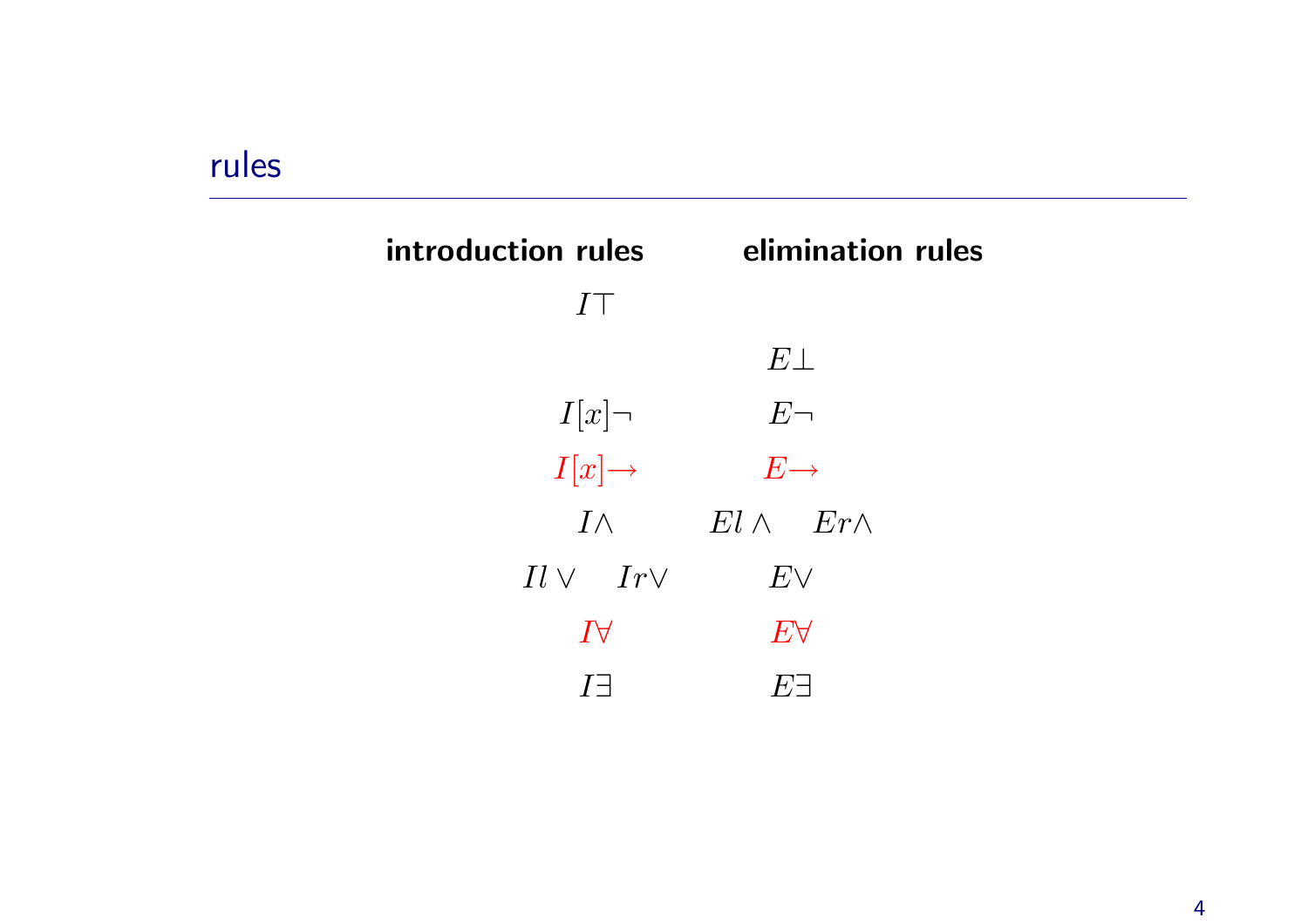## rules

| **introduction rules** | **elimination rules** |
|---|---|
| $I\top$ | |
| | $E\bot$ |
| $I[x]\neg$ | $E\neg$ |
| $I[x]\rightarrow$ | $E\rightarrow$ |
| $I\wedge$ | $El\wedge \quad Er\wedge$ |
| $Il\vee \quad Ir\vee$ | $E\vee$ |
| $I\forall$ | $E\forall$ |
| $I\exists$ | $E\exists$ |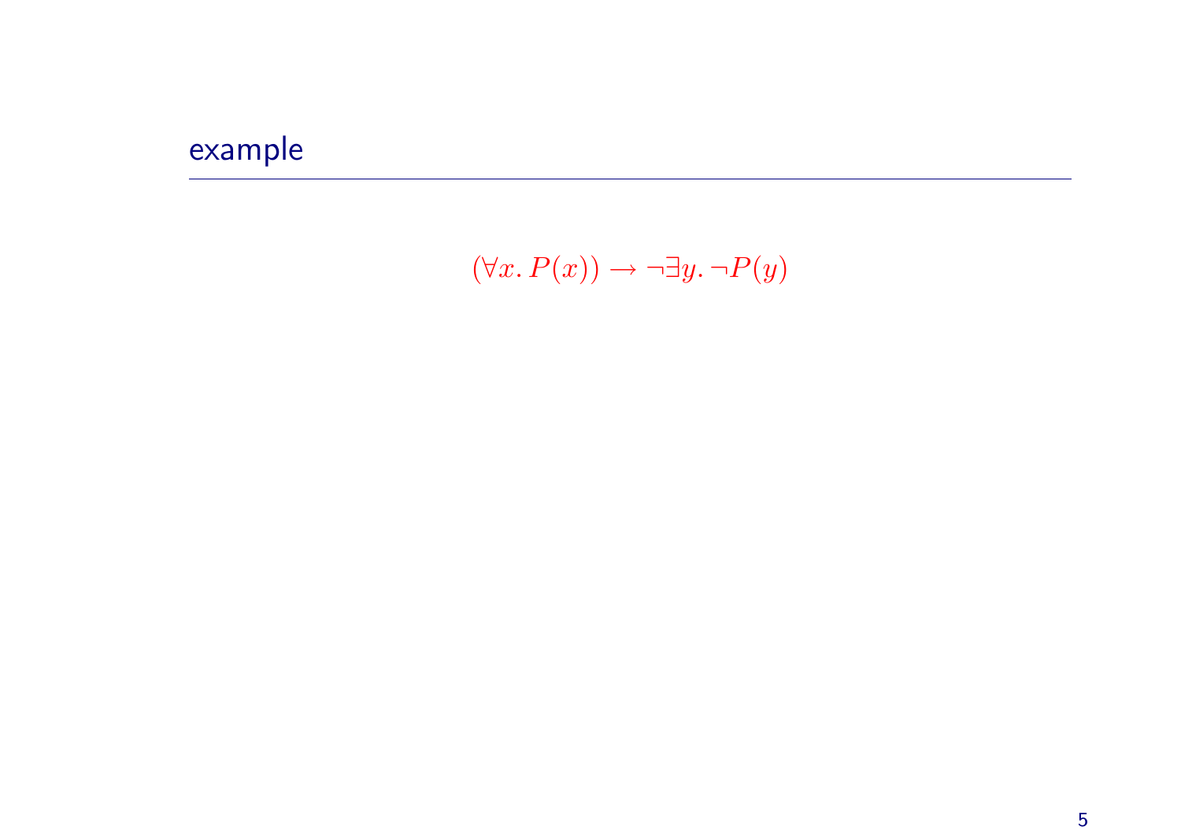## example

$$(\forall x.\, P(x)) \rightarrow \neg \exists y.\, \neg P(y)$$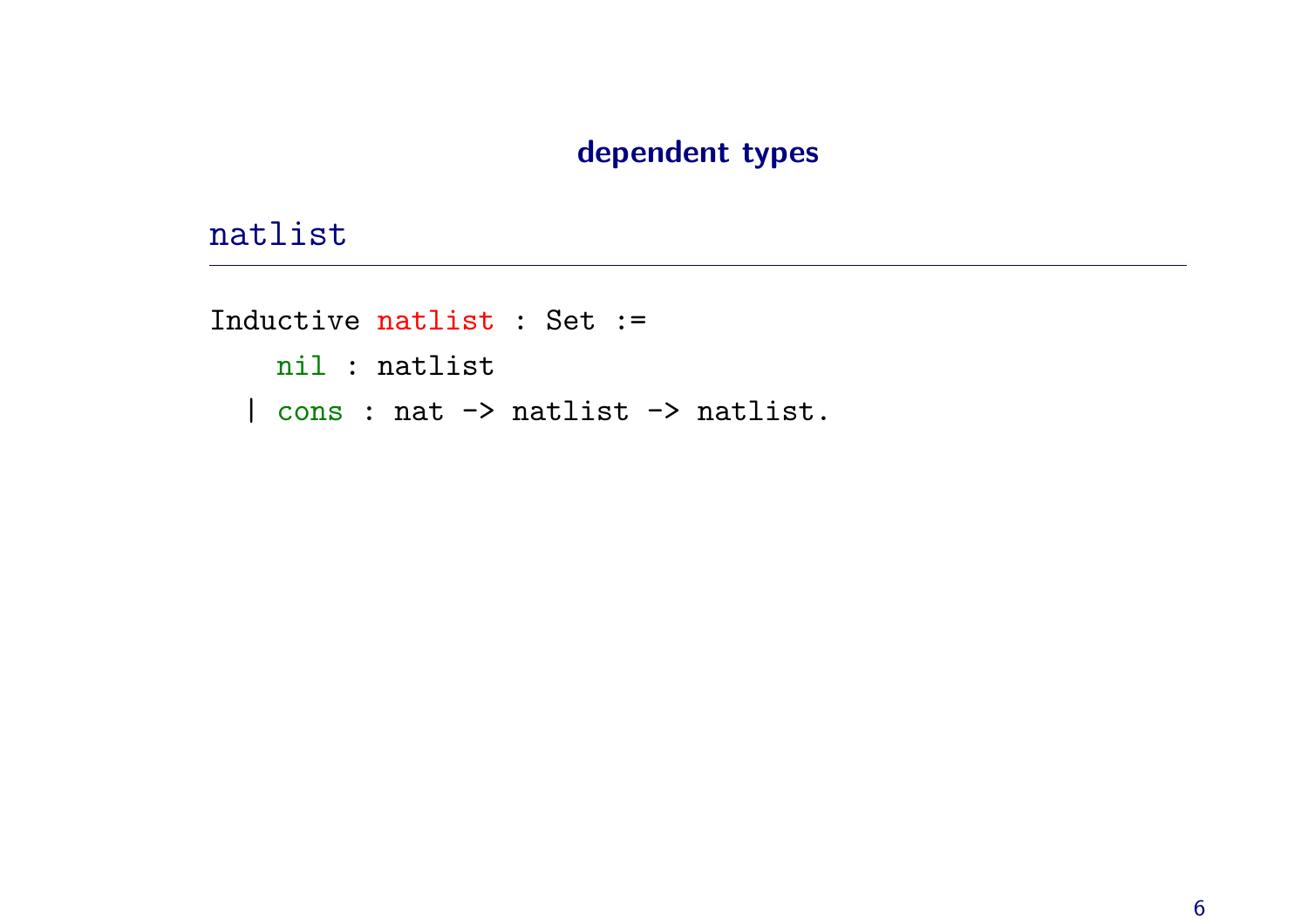## dependent types

### natlist

```
Inductive natlist : Set :=
    nil : natlist
  | cons : nat -> natlist -> natlist.
```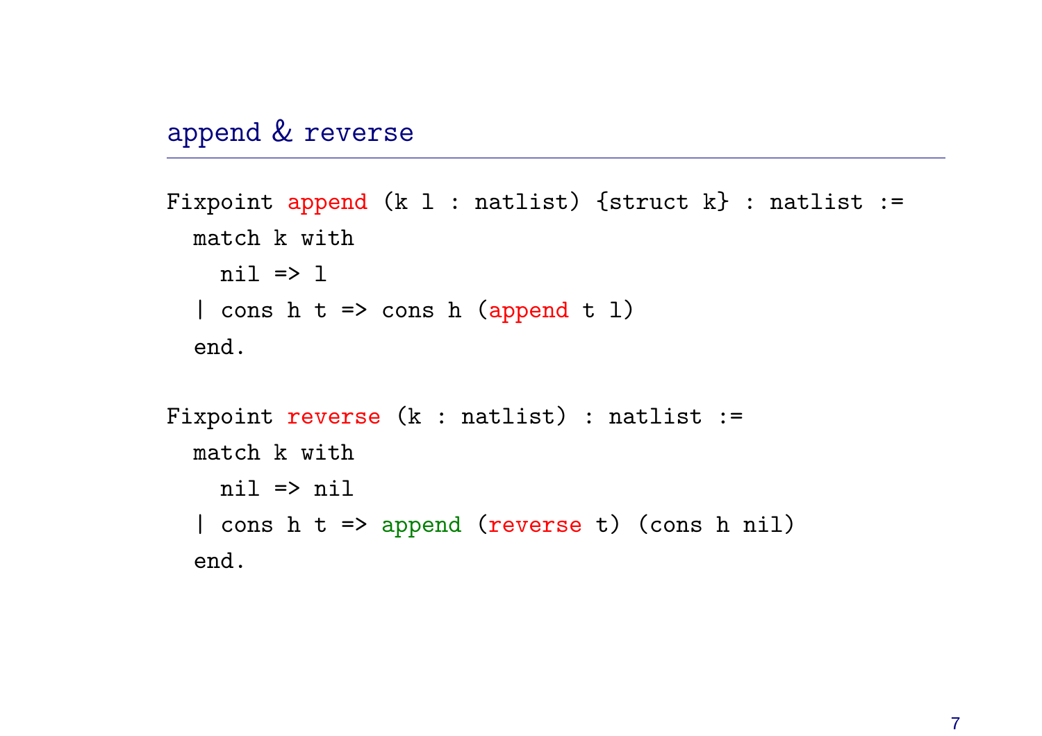## append & reverse

```
Fixpoint append (k l : natlist) {struct k} : natlist :=
  match k with
    nil => l
  | cons h t => cons h (append t l)
  end.

Fixpoint reverse (k : natlist) : natlist :=
  match k with
    nil => nil
  | cons h t => append (reverse t) (cons h nil)
  end.
```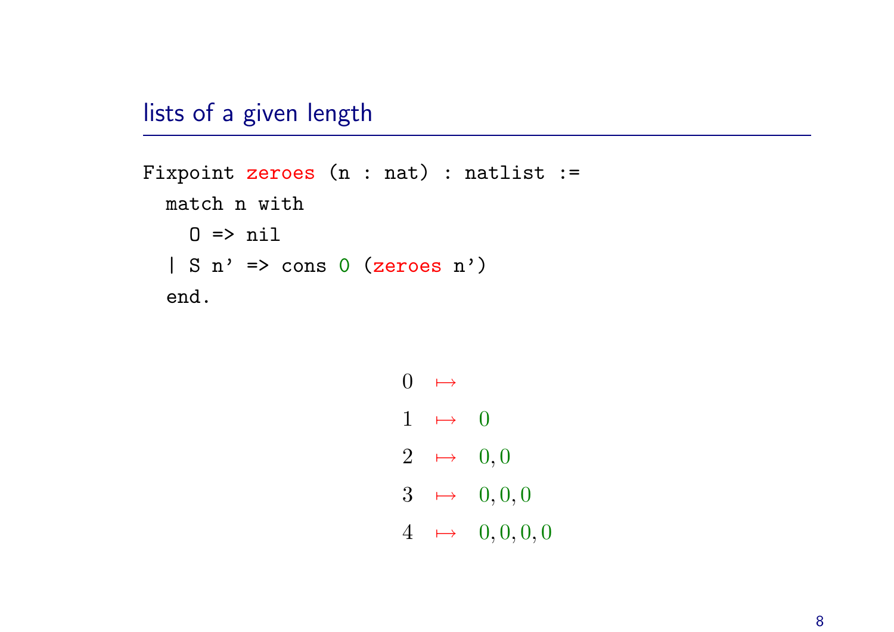## lists of a given length

```
Fixpoint zeroes (n : nat) : natlist :=
  match n with
    O => nil
  | S n' => cons 0 (zeroes n')
  end.
```

$$
\begin{aligned}
0 &\mapsto \\
1 &\mapsto 0 \\
2 &\mapsto 0, 0 \\
3 &\mapsto 0, 0, 0 \\
4 &\mapsto 0, 0, 0, 0
\end{aligned}
$$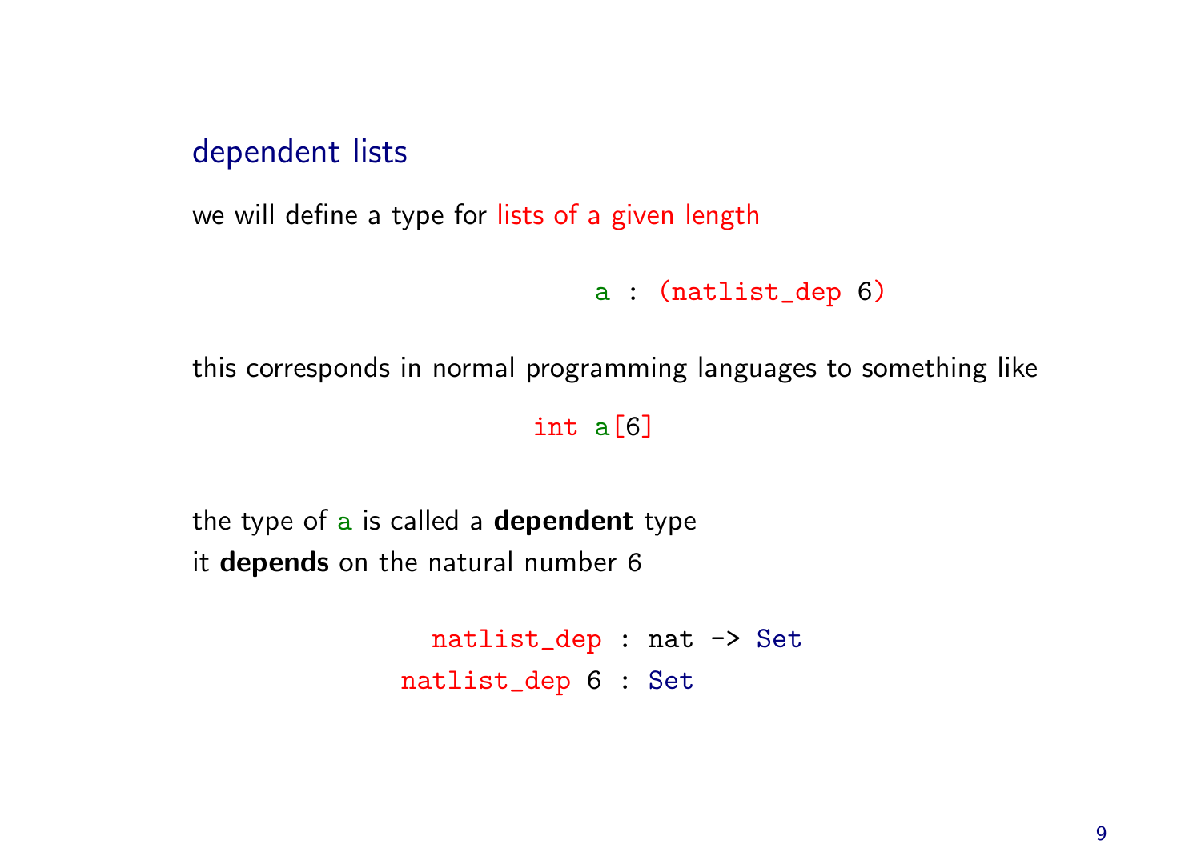## dependent lists

we will define a type for lists of a given length

```
a : (natlist_dep 6)
```

this corresponds in normal programming languages to something like

```
int a[6]
```

the type of a is called a **dependent** type
it **depends** on the natural number 6

```
  natlist_dep : nat -> Set
natlist_dep 6 : Set
```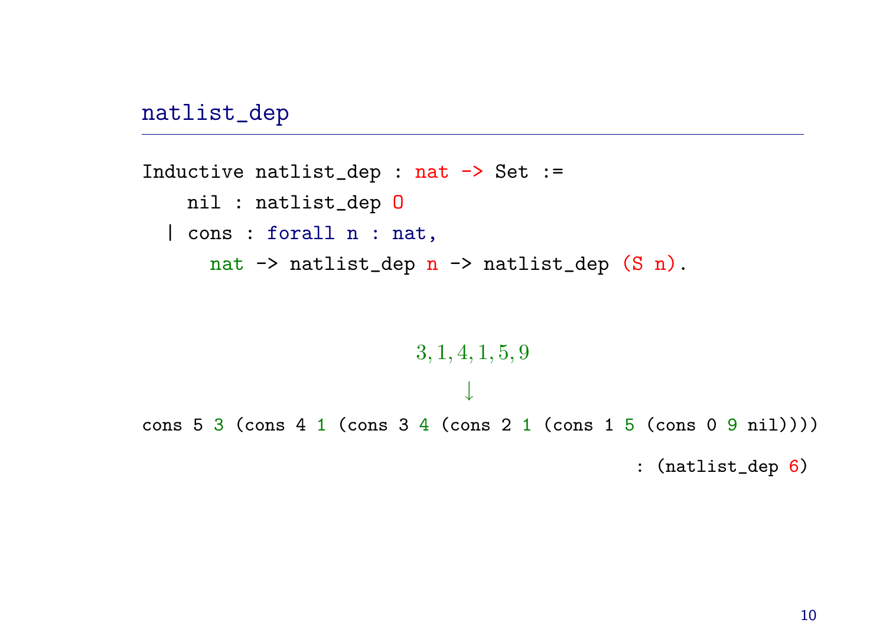## natlist_dep

```
Inductive natlist_dep : nat -> Set :=
    nil : natlist_dep O
  | cons : forall n : nat,
      nat -> natlist_dep n -> natlist_dep (S n).
```

$$3, 1, 4, 1, 5, 9$$

$$\downarrow$$

```
cons 5 3 (cons 4 1 (cons 3 4 (cons 2 1 (cons 1 5 (cons 0 9 nil)))))
                                            : (natlist_dep 6)
```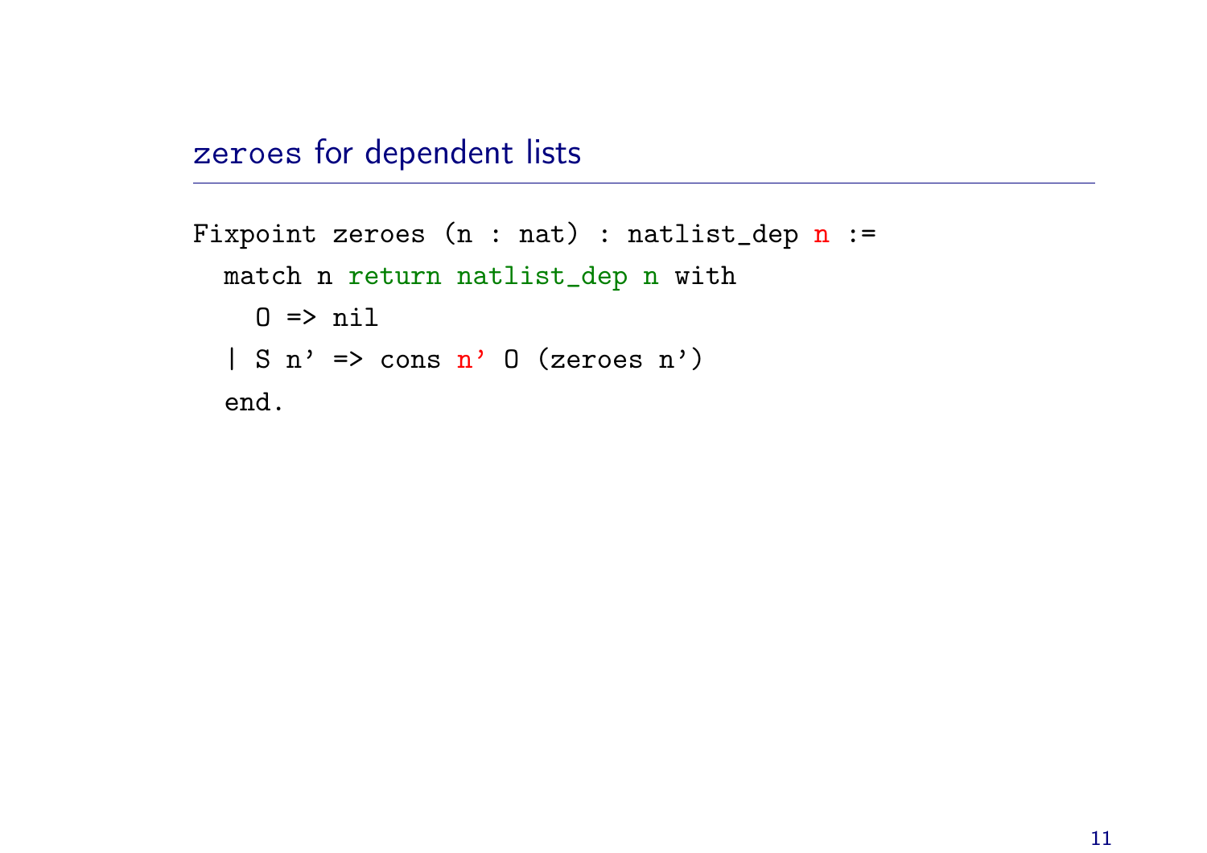## zeroes for dependent lists

```
Fixpoint zeroes (n : nat) : natlist_dep n :=
  match n return natlist_dep n with
    O => nil
  | S n’ => cons n’ O (zeroes n’)
  end.
```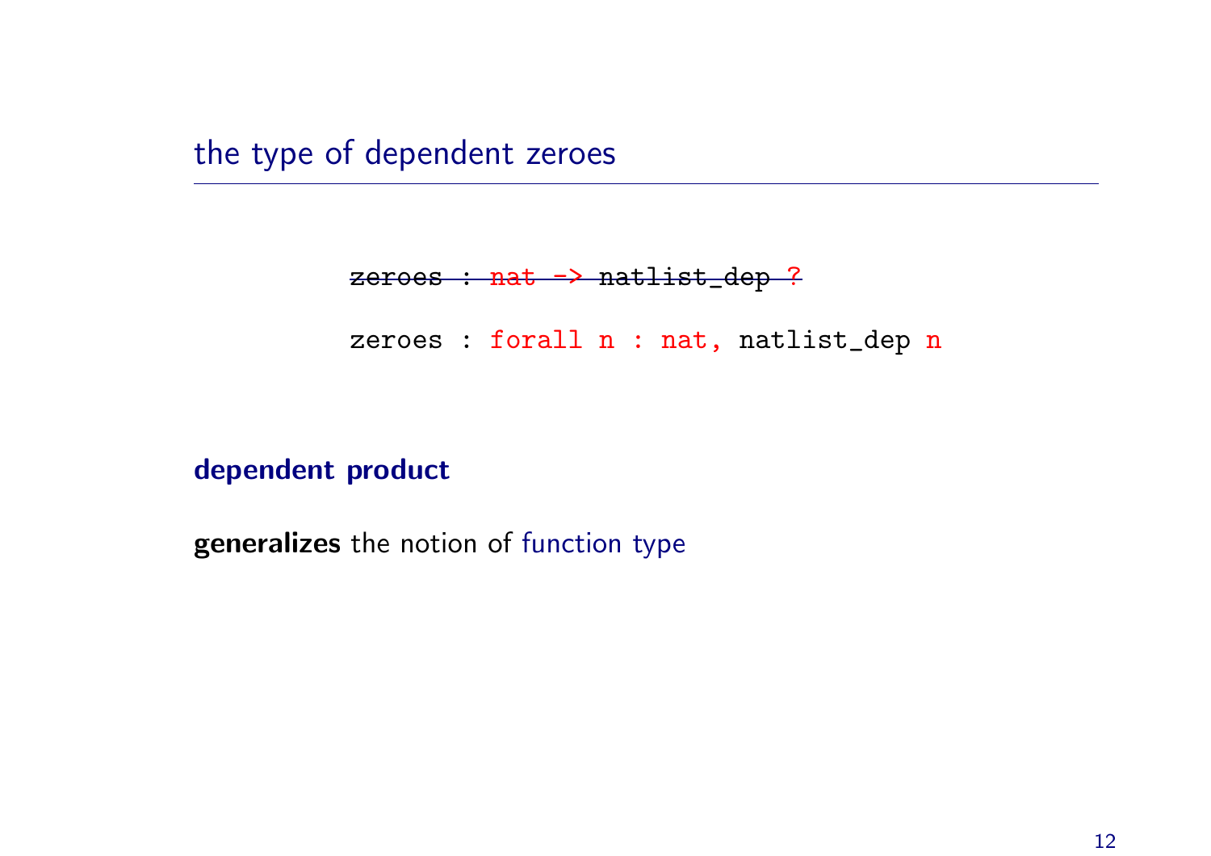## the type of dependent zeroes

```
zeroes : nat -> natlist_dep ?
```

(struck through)

```
zeroes : forall n : nat, natlist_dep n
```

**dependent product**

**generalizes** the notion of function type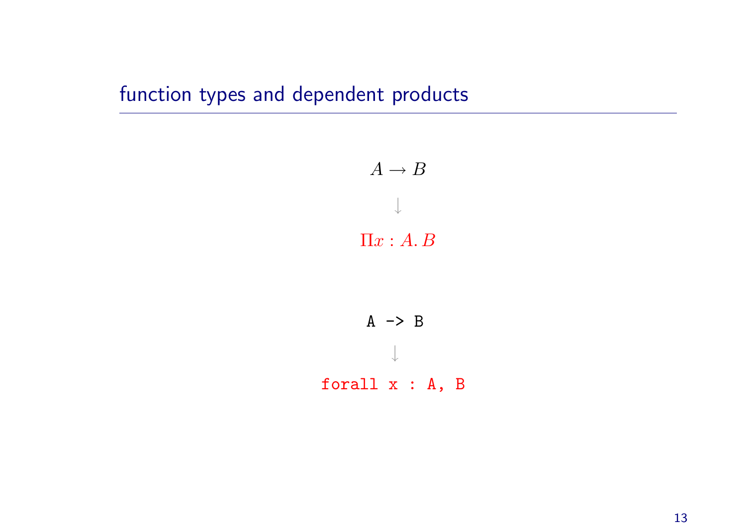## function types and dependent products

$$A \to B$$

$$\downarrow$$

$$\Pi x : A.\, B$$

```
A -> B
```

$$\downarrow$$

```
forall x : A, B
```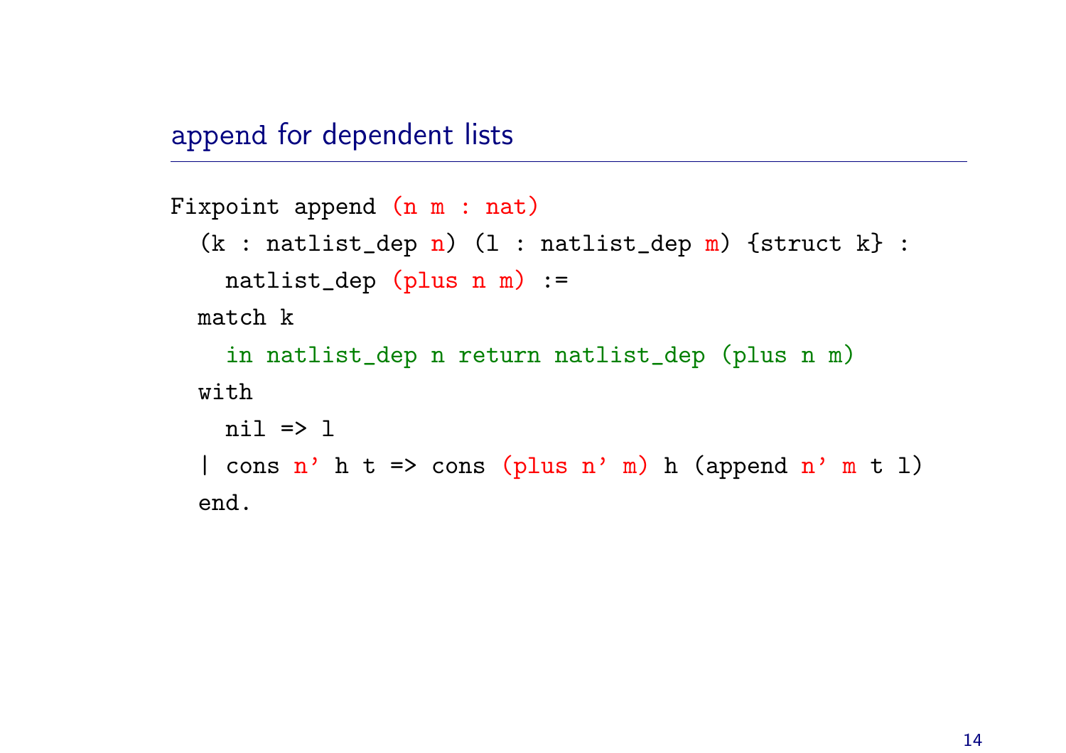## append for dependent lists

```
Fixpoint append (n m : nat)
  (k : natlist_dep n) (l : natlist_dep m) {struct k} :
    natlist_dep (plus n m) :=
  match k
    in natlist_dep n return natlist_dep (plus n m)
  with
    nil => l
  | cons n' h t => cons (plus n' m) h (append n' m t l)
  end.
```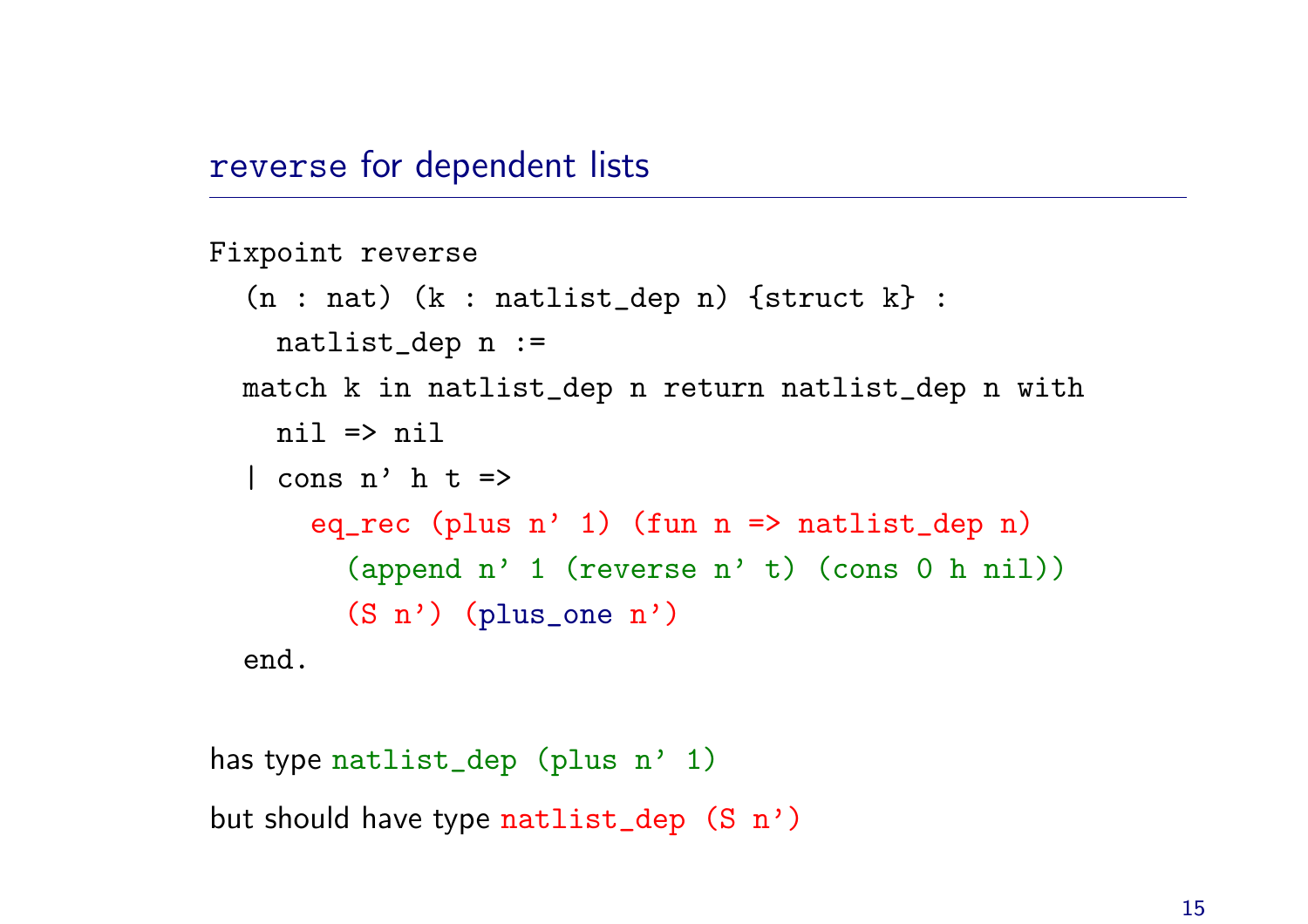## reverse for dependent lists

```
Fixpoint reverse
  (n : nat) (k : natlist_dep n) {struct k} :
    natlist_dep n :=
  match k in natlist_dep n return natlist_dep n with
    nil => nil
  | cons n' h t =>
      eq_rec (plus n' 1) (fun n => natlist_dep n)
        (append n' 1 (reverse n' t) (cons 0 h nil))
        (S n') (plus_one n')
  end.
```

has type `natlist_dep (plus n' 1)`

but should have type `natlist_dep (S n')`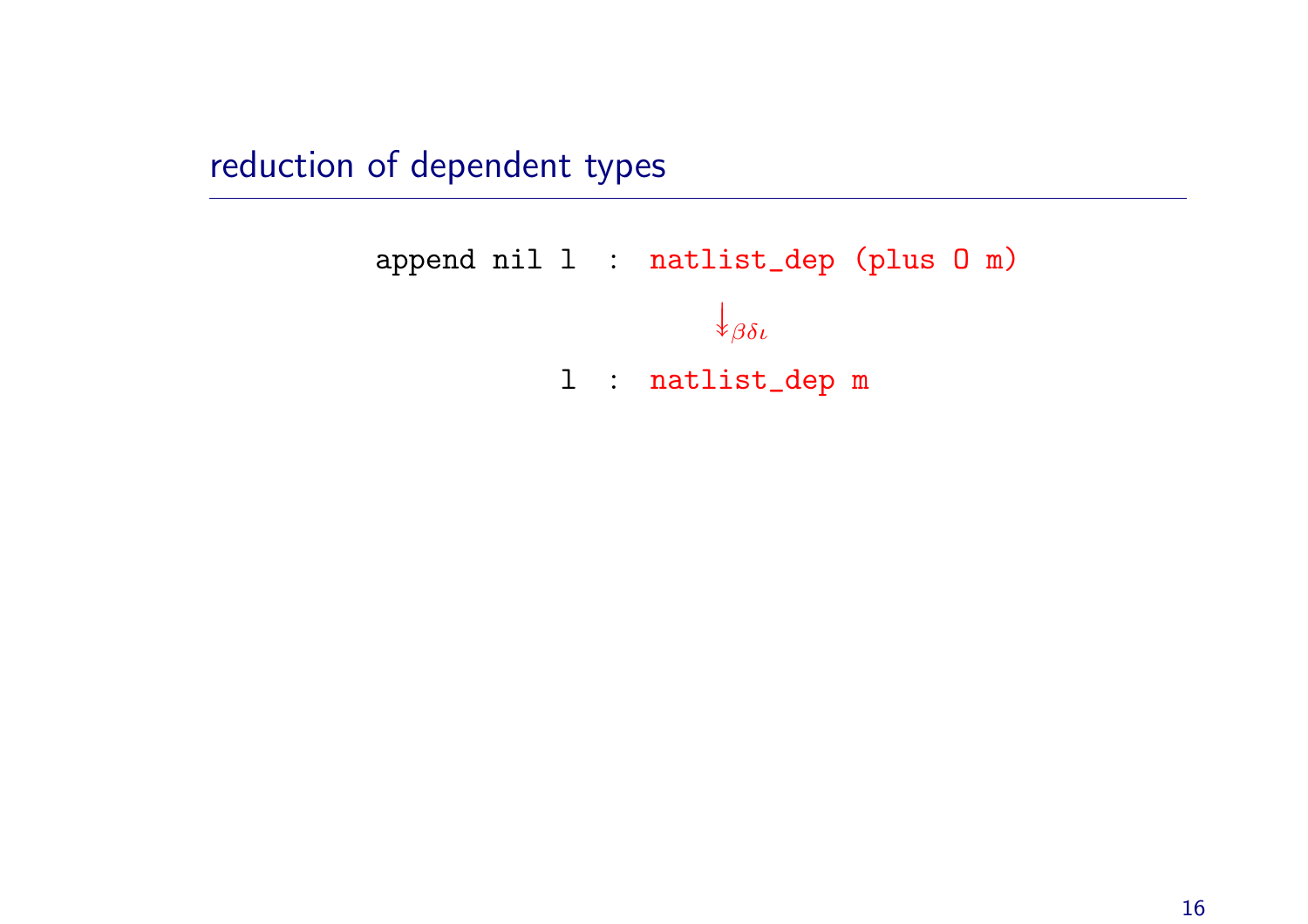## reduction of dependent types

```
append nil l  :  natlist_dep (plus O m)
```

$$\downarrow_{\beta\delta\iota}$$

```
            l  :  natlist_dep m
```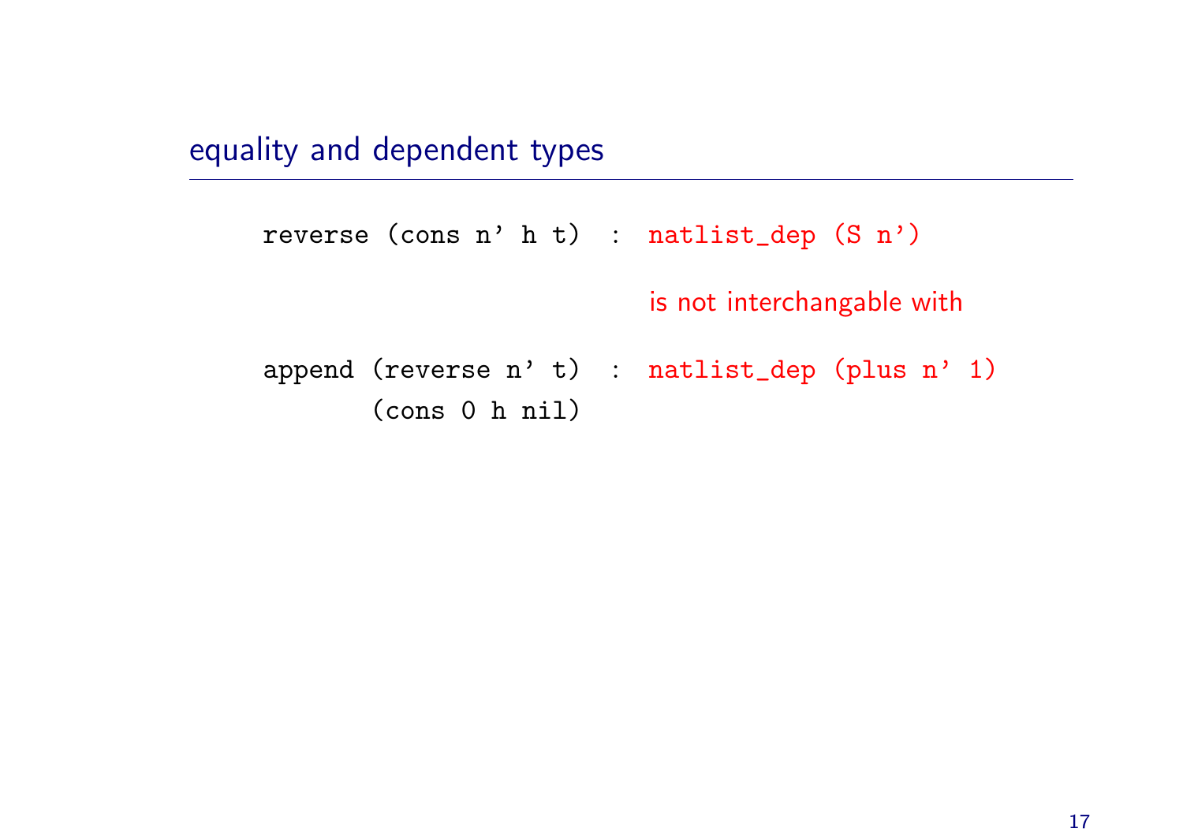## equality and dependent types

```
reverse (cons n' h t)  :  natlist_dep (S n')

                          is not interchangable with

append (reverse n' t)  :  natlist_dep (plus n' 1)
       (cons 0 h nil)
```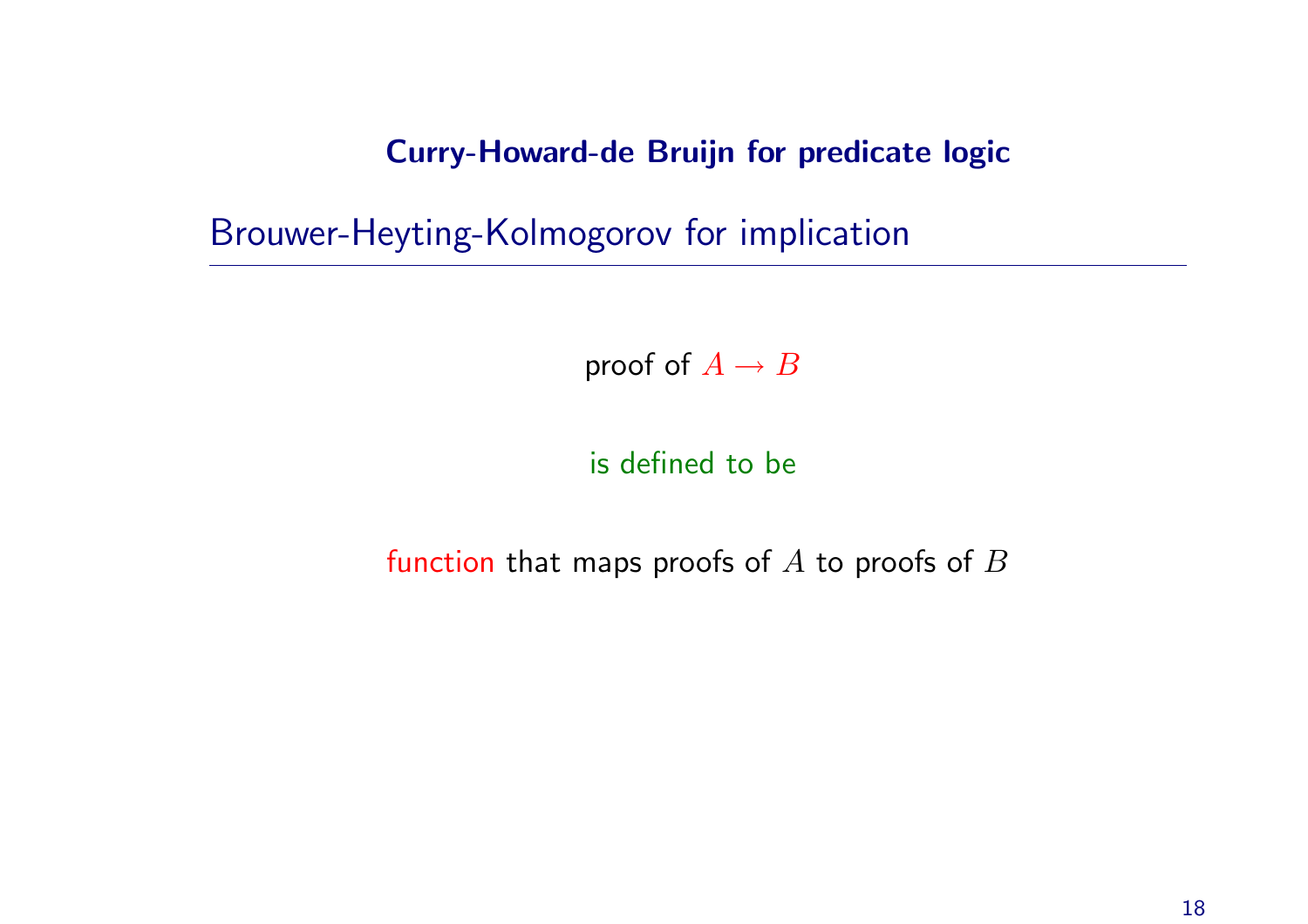# Curry-Howard-de Bruijn for predicate logic

## Brouwer-Heyting-Kolmogorov for implication

proof of $A \to B$

is defined to be

function that maps proofs of $A$ to proofs of $B$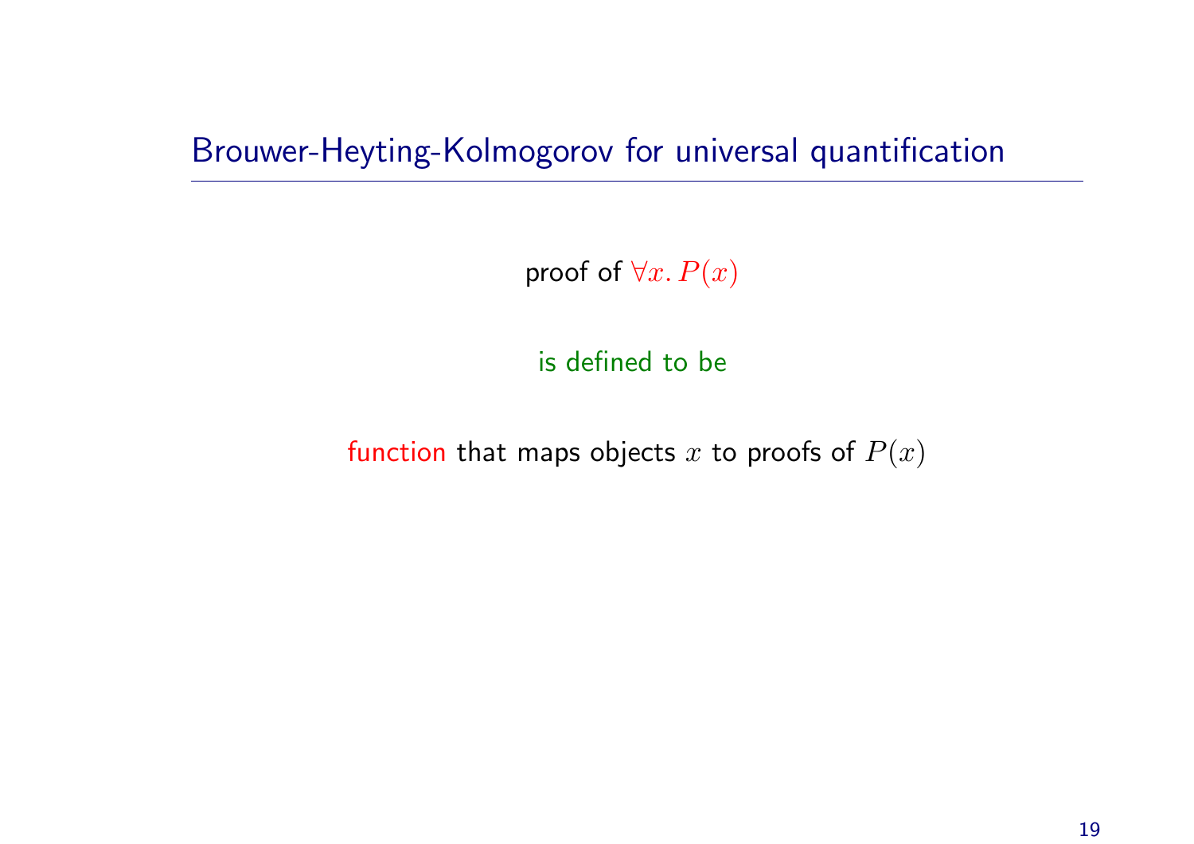## Brouwer-Heyting-Kolmogorov for universal quantification

proof of $\forall x.\, P(x)$

is defined to be

function that maps objects $x$ to proofs of $P(x)$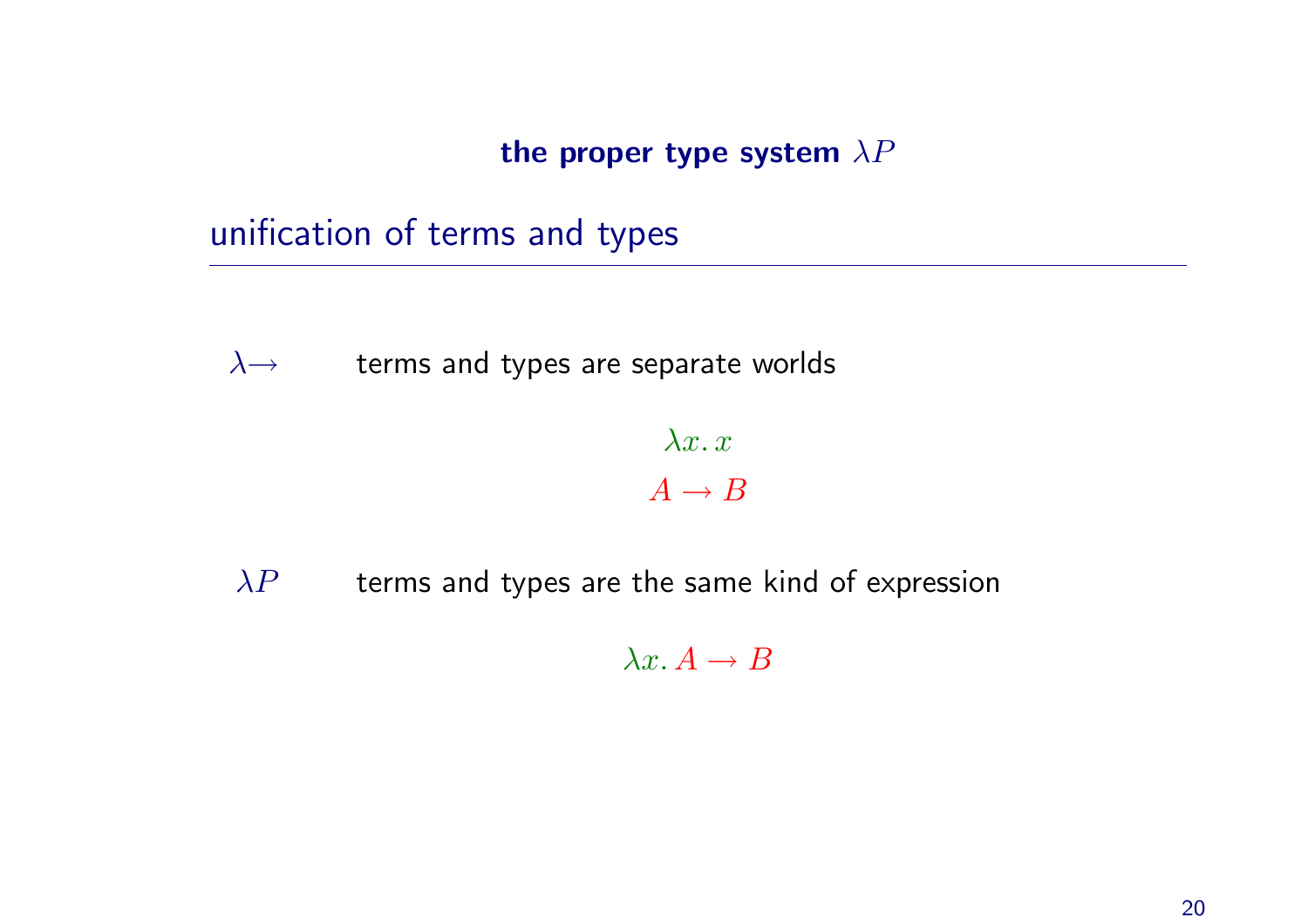**the proper type system $\lambda P$**

## unification of terms and types

$\lambda{\rightarrow}$ terms and types are separate worlds

$$\lambda x.\, x$$
$$A \rightarrow B$$

$\lambda P$ terms and types are the same kind of expression

$$\lambda x.\, A \rightarrow B$$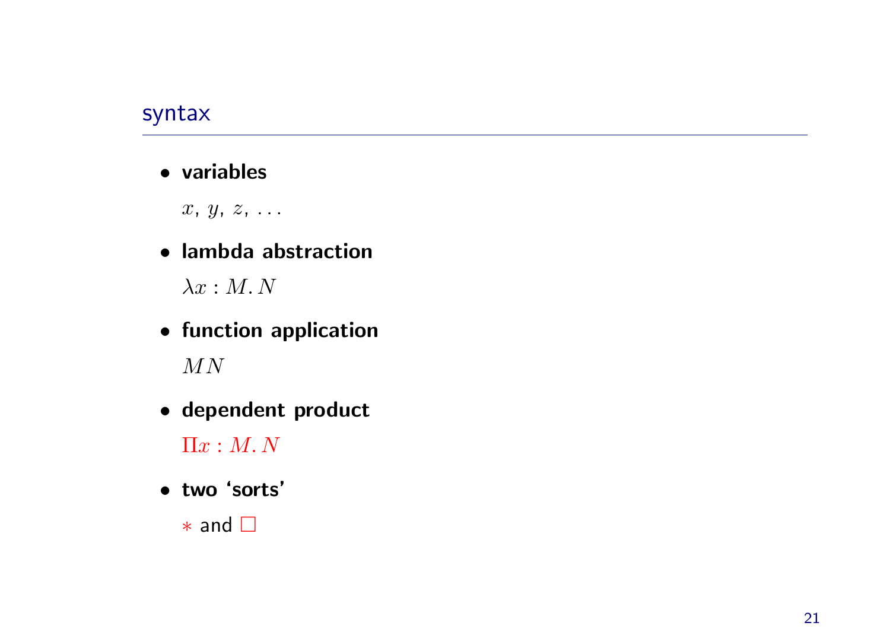## syntax

- **variables**

  $x$, $y$, $z$, $\ldots$

- **lambda abstraction**

  $\lambda x : M.\, N$

- **function application**

  $MN$

- **dependent product**

  $\Pi x : M.\, N$

- **two 'sorts'**

  $*$ and $\Box$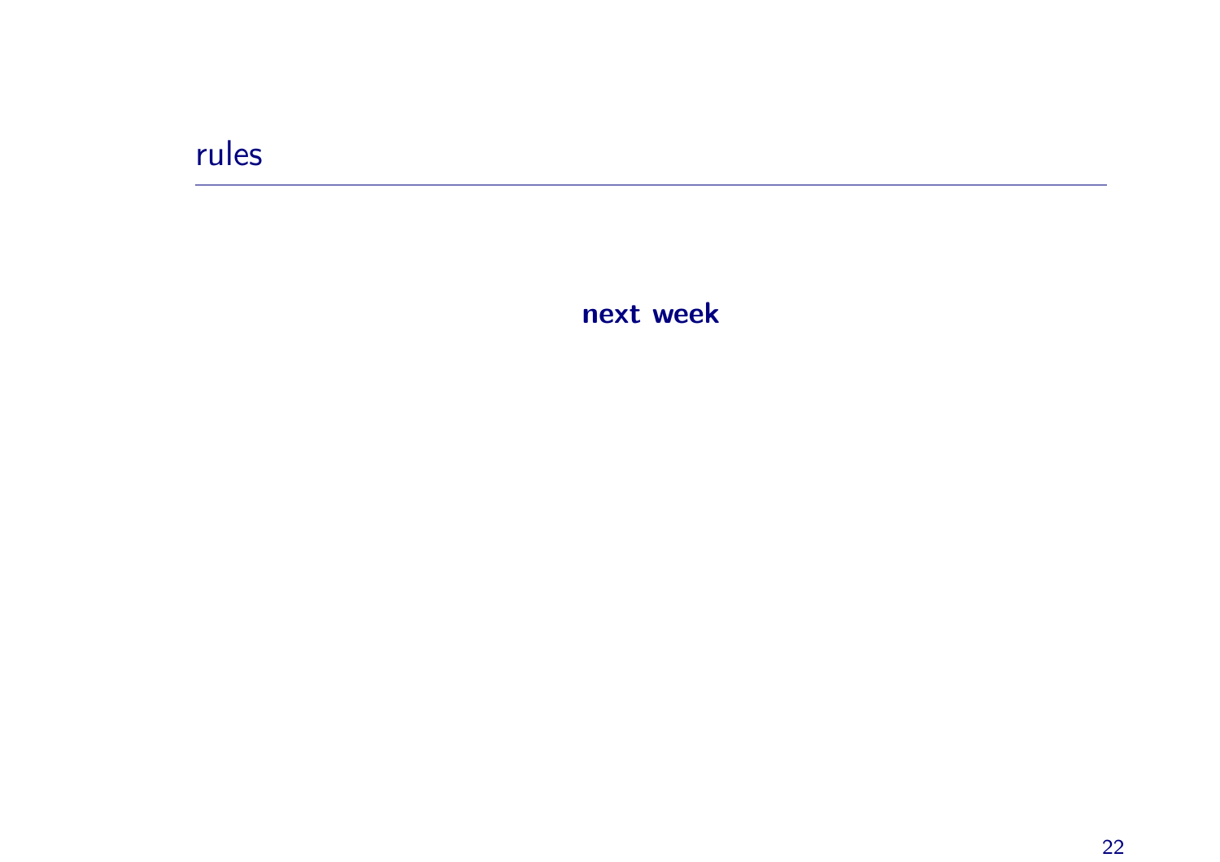# rules

**next week**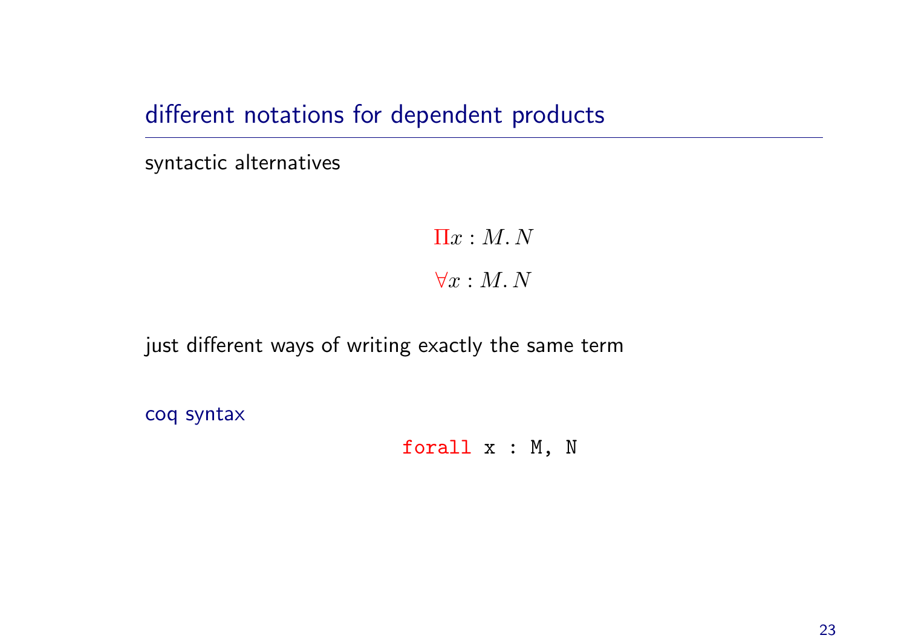# different notations for dependent products

syntactic alternatives

$$\Pi x : M.\, N$$

$$\forall x : M.\, N$$

just different ways of writing exactly the same term

## coq syntax

```
forall x : M, N
```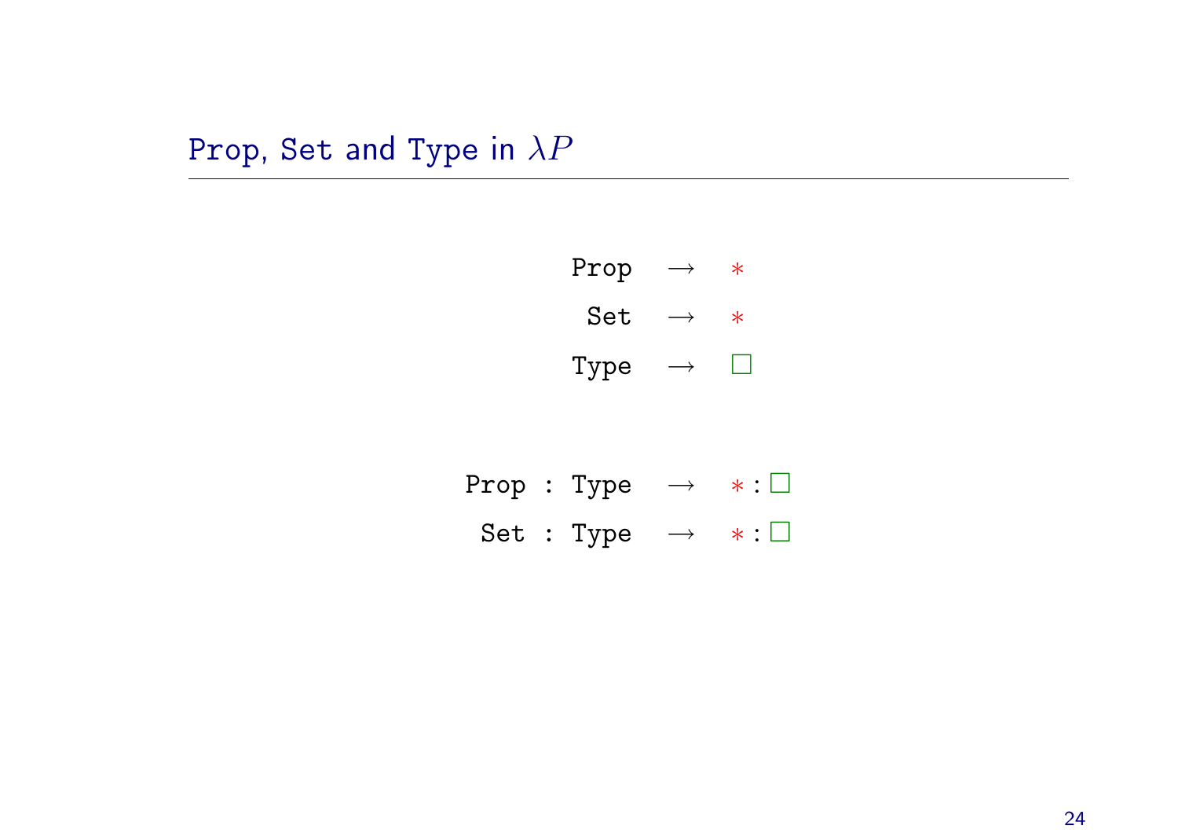## Prop, Set and Type in $\lambda P$

$$
\begin{array}{rcl}
\texttt{Prop} & \longrightarrow & * \\
\texttt{Set} & \longrightarrow & * \\
\texttt{Type} & \longrightarrow & \Box
\end{array}
$$

$$
\begin{array}{rcl}
\texttt{Prop : Type} & \longrightarrow & * : \Box \\
\texttt{Set : Type} & \longrightarrow & * : \Box
\end{array}
$$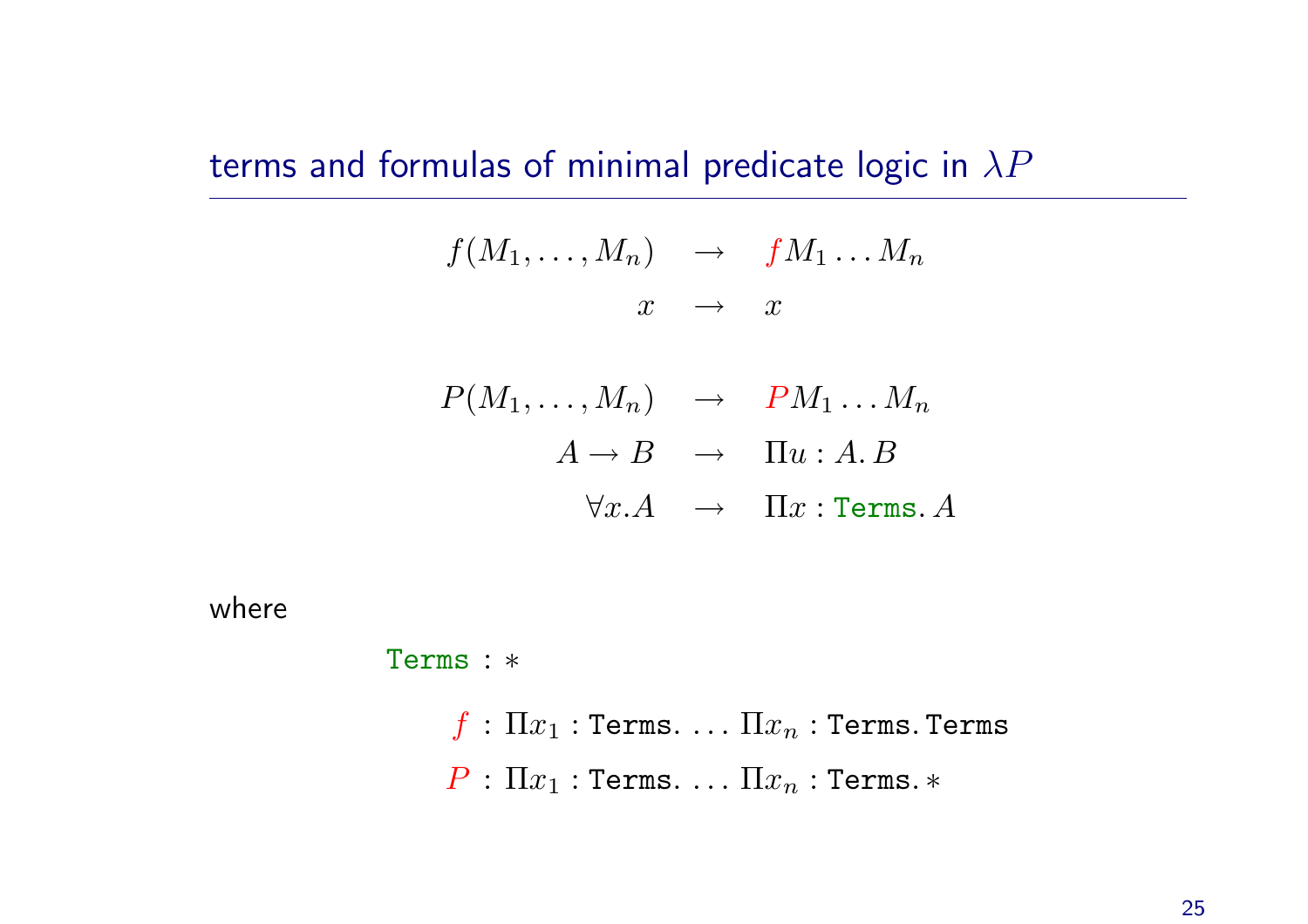## terms and formulas of minimal predicate logic in $\lambda P$

$$
\begin{array}{rcl}
f(M_1, \ldots, M_n) & \to & f M_1 \ldots M_n \\
x & \to & x \\
\\
P(M_1, \ldots, M_n) & \to & P M_1 \ldots M_n \\
A \to B & \to & \Pi u : A.\, B \\
\forall x.A & \to & \Pi x : \texttt{Terms}.\, A
\end{array}
$$

where

$$\texttt{Terms} : *$$

$$
\begin{array}{rl}
f & : \Pi x_1 : \texttt{Terms}.\, \ldots\, \Pi x_n : \texttt{Terms}.\, \texttt{Terms} \\
P & : \Pi x_1 : \texttt{Terms}.\, \ldots\, \Pi x_n : \texttt{Terms}.\, *
\end{array}
$$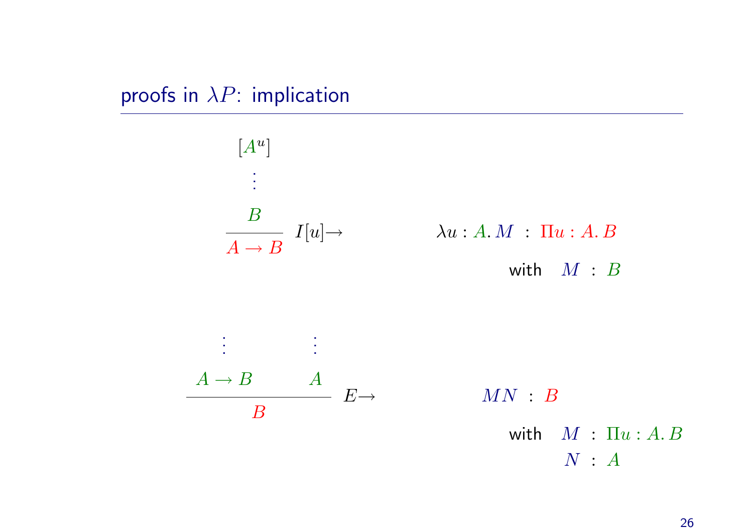## proofs in $\lambda P$: implication

$$
\dfrac{\begin{array}{c}[A^u] \\ \vdots \\ B\end{array}}{A \to B}\ I[u]{\to}
\qquad\qquad
\lambda u : A.\, M \ :\ \Pi u : A.\, B
$$

with $\quad M \ :\ B$

$$
\dfrac{\begin{array}{c}\vdots \\ A \to B\end{array} \qquad \begin{array}{c}\vdots \\ A\end{array}}{B}\ E{\to}
\qquad\qquad
M N \ :\ B
$$

with $\quad M \ :\ \Pi u : A.\, B$

$\qquad\quad N \ :\ A$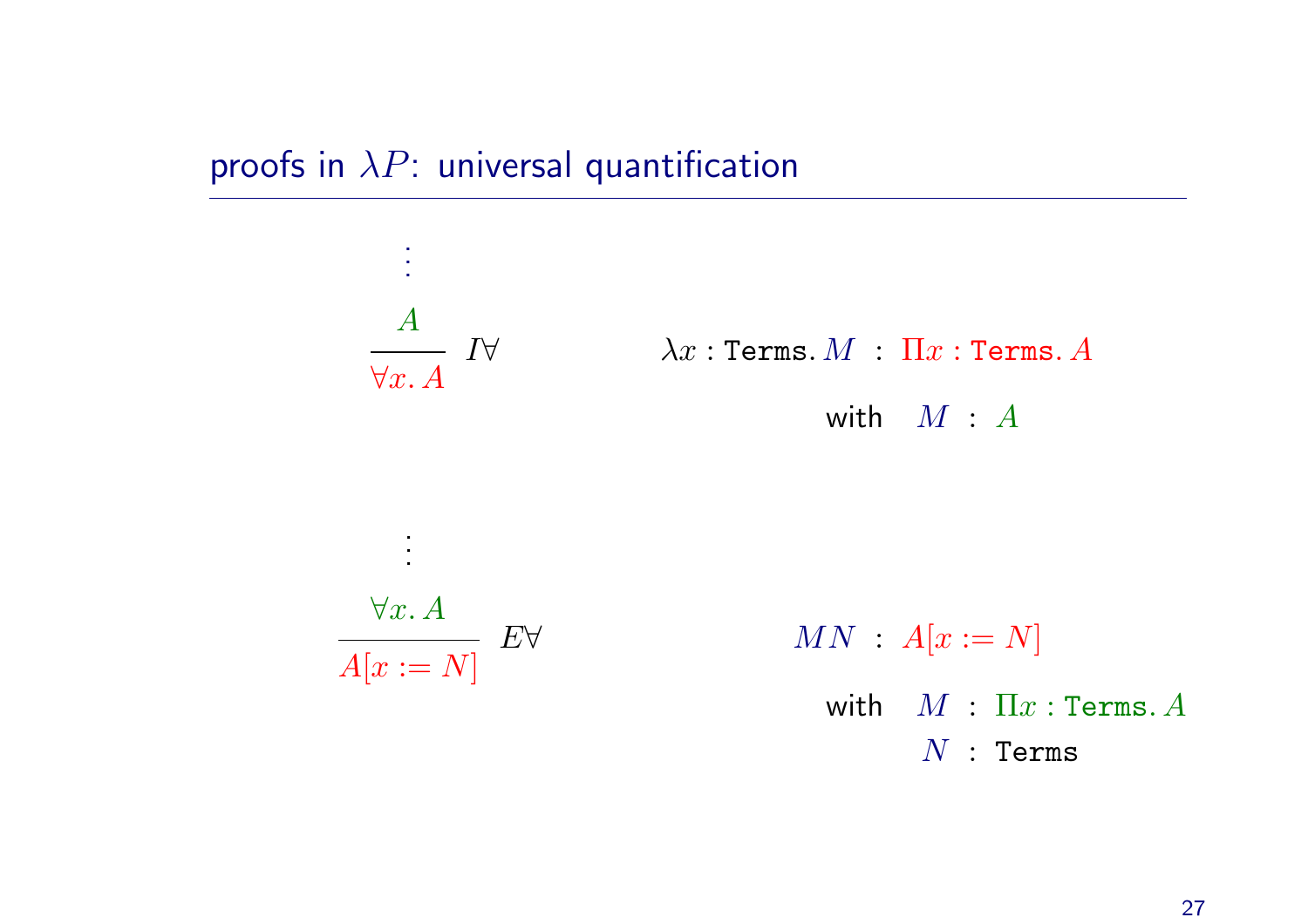## proofs in $\lambda P$: universal quantification

$$\dfrac{\begin{matrix}\vdots \\ A\end{matrix}}{\forall x.\, A}\; I\forall \qquad\qquad \lambda x : \texttt{Terms}.\, M \;:\; \Pi x : \texttt{Terms}.\, A$$

with $M \;:\; A$

$$\dfrac{\begin{matrix}\vdots \\ \forall x.\, A\end{matrix}}{A[x := N]}\; E\forall \qquad\qquad M N \;:\; A[x := N]$$

with $M \;:\; \Pi x : \texttt{Terms}.\, A$
$N \;:\; \texttt{Terms}$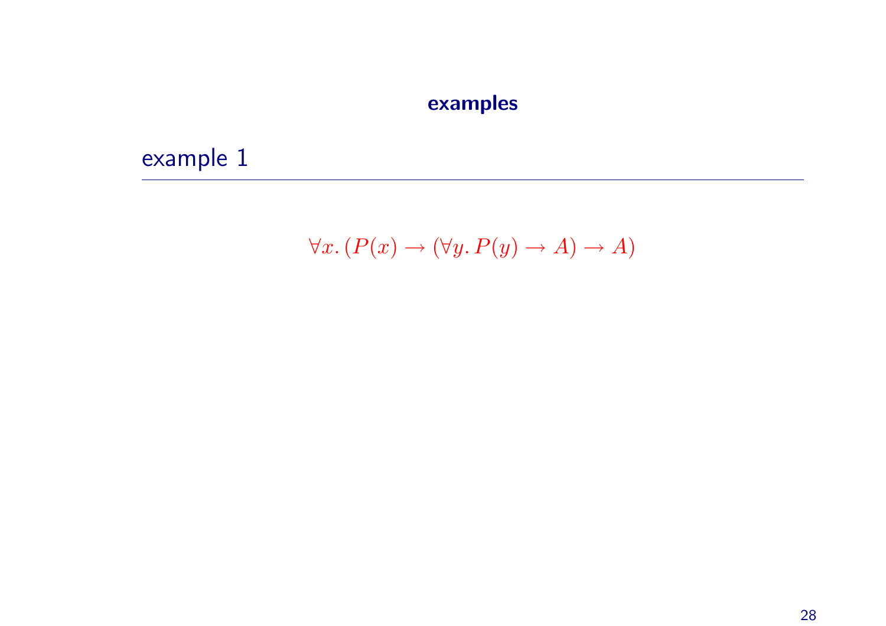# examples

## example 1

$$\forall x. (P(x) \to (\forall y. P(y) \to A) \to A)$$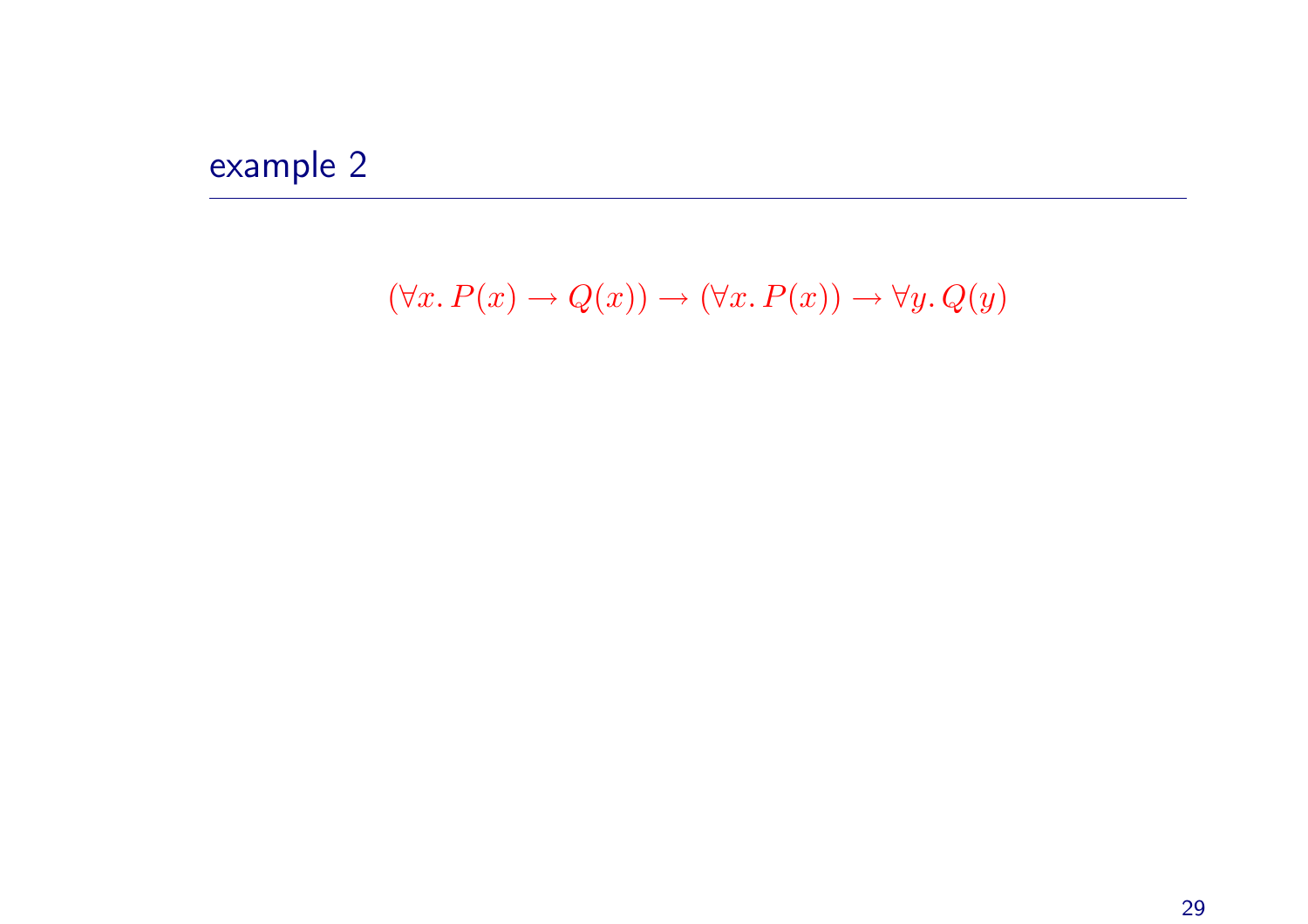## example 2

$$(\forall x.\, P(x) \to Q(x)) \to (\forall x.\, P(x)) \to \forall y.\, Q(y)$$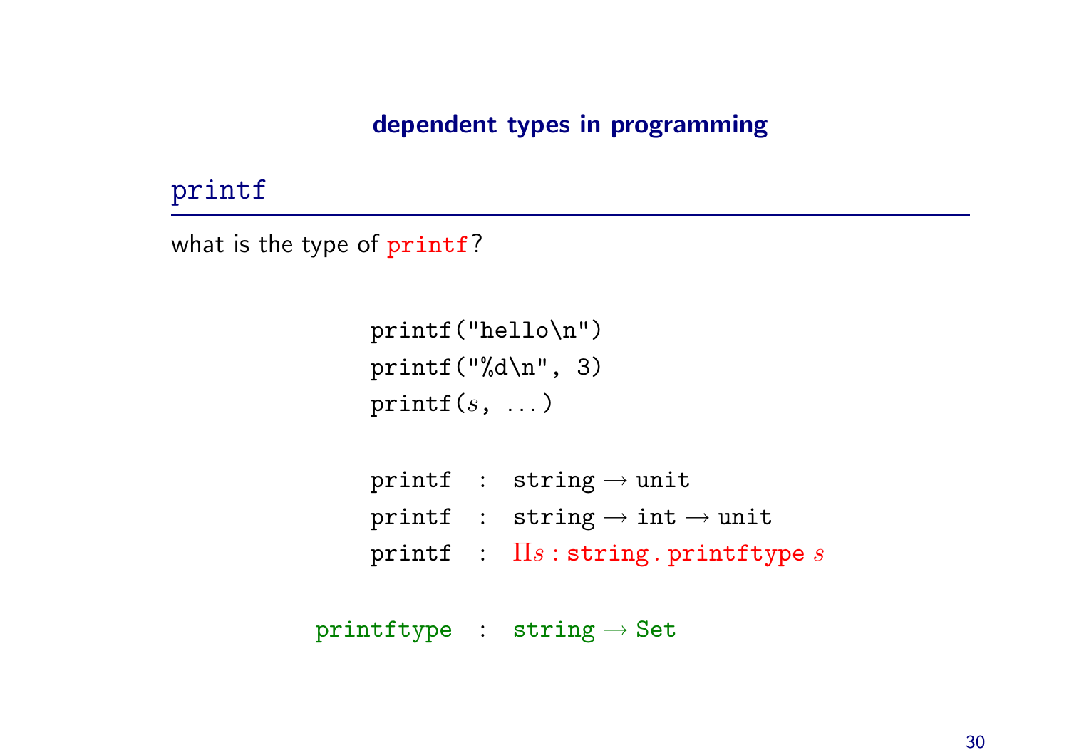## dependent types in programming

### `printf`

what is the type of `printf`?

```
printf("hello\n")
printf("%d\n", 3)
printf(s, ...)
```

$$\texttt{printf} \;:\; \texttt{string} \to \texttt{unit}$$

$$\texttt{printf} \;:\; \texttt{string} \to \texttt{int} \to \texttt{unit}$$

$$\texttt{printf} \;:\; \Pi s : \texttt{string} \,.\, \texttt{printftype}\; s$$

$$\texttt{printftype} \;:\; \texttt{string} \to \texttt{Set}$$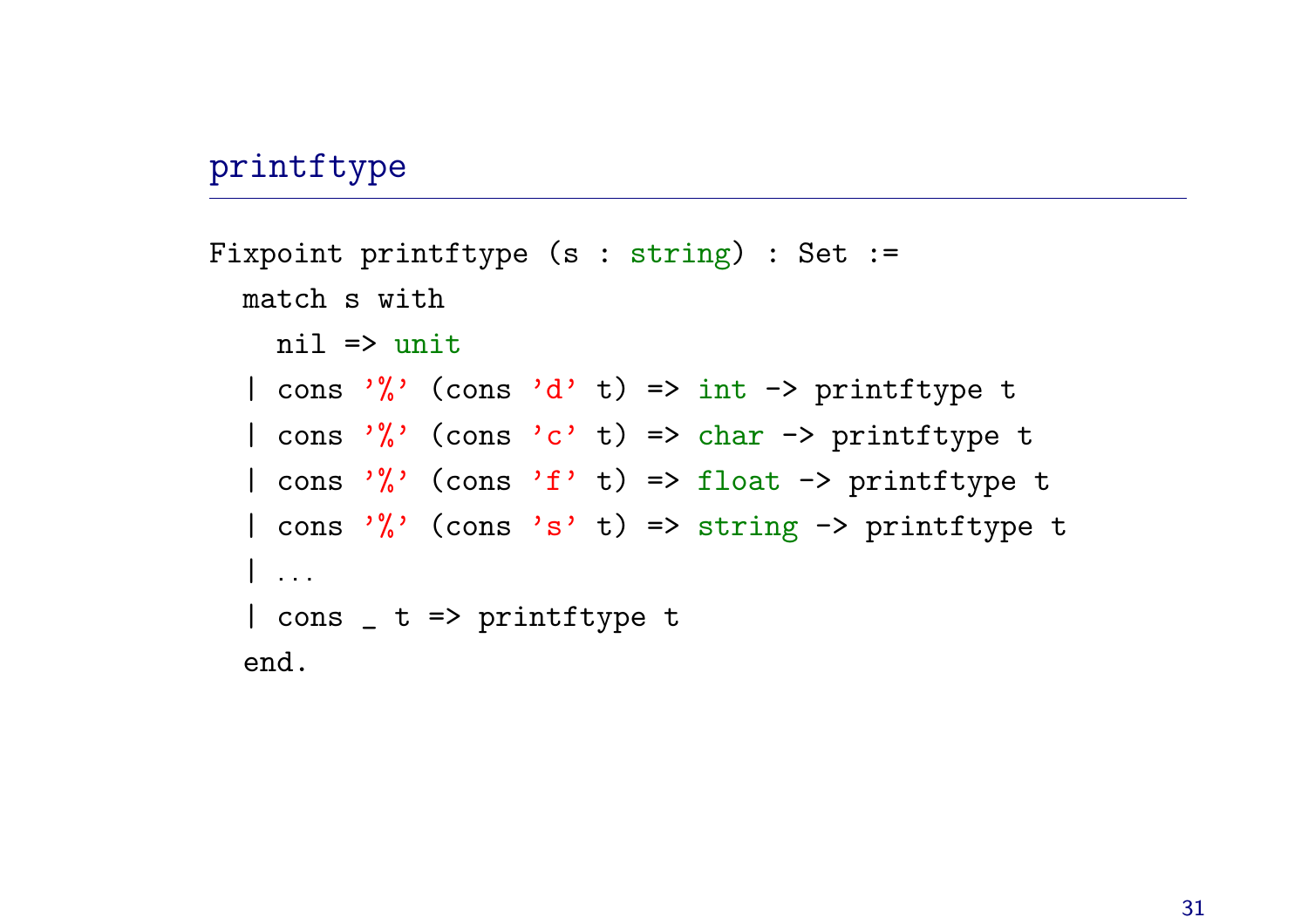## printftype

```
Fixpoint printftype (s : string) : Set :=
  match s with
    nil => unit
  | cons '%' (cons 'd' t) => int -> printftype t
  | cons '%' (cons 'c' t) => char -> printftype t
  | cons '%' (cons 'f' t) => float -> printftype t
  | cons '%' (cons 's' t) => string -> printftype t
  | ...
  | cons _ t => printftype t
  end.
```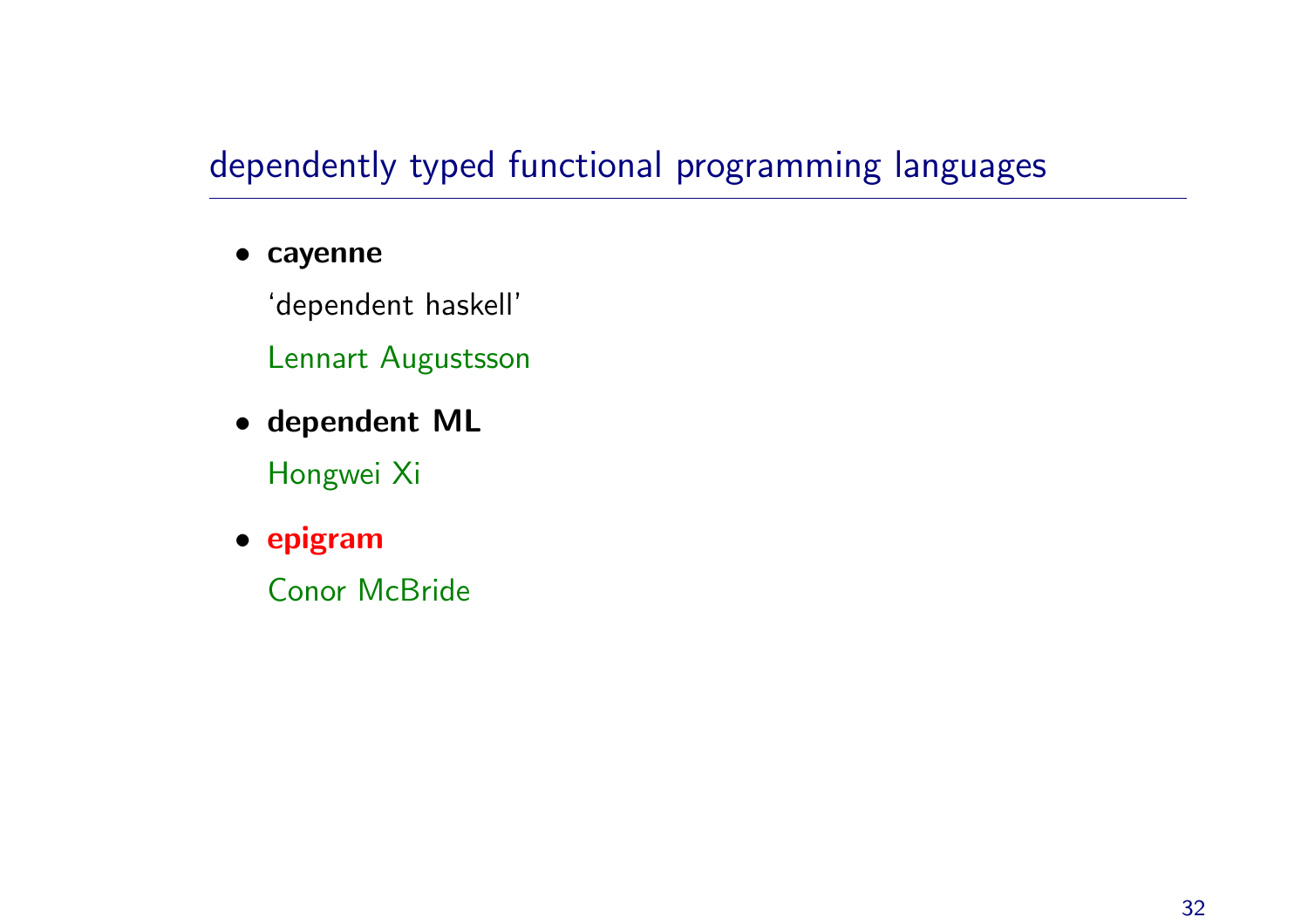## dependently typed functional programming languages

- **cayenne**

  'dependent haskell'

  Lennart Augustsson

- **dependent ML**

  Hongwei Xi

- **epigram**

  Conor McBride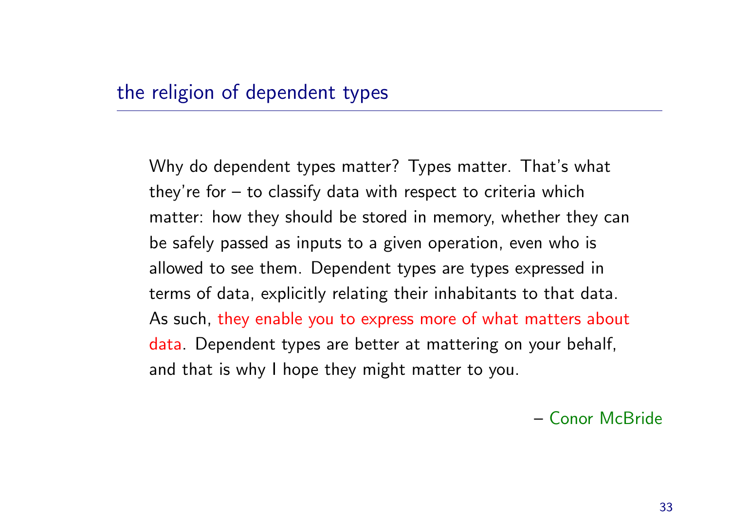## the religion of dependent types

> Why do dependent types matter? Types matter. That's what they're for – to classify data with respect to criteria which matter: how they should be stored in memory, whether they can be safely passed as inputs to a given operation, even who is allowed to see them. Dependent types are types expressed in terms of data, explicitly relating their inhabitants to that data. As such, they enable you to express more of what matters about data. Dependent types are better at mattering on your behalf, and that is why I hope they might matter to you.
>
> – Conor McBride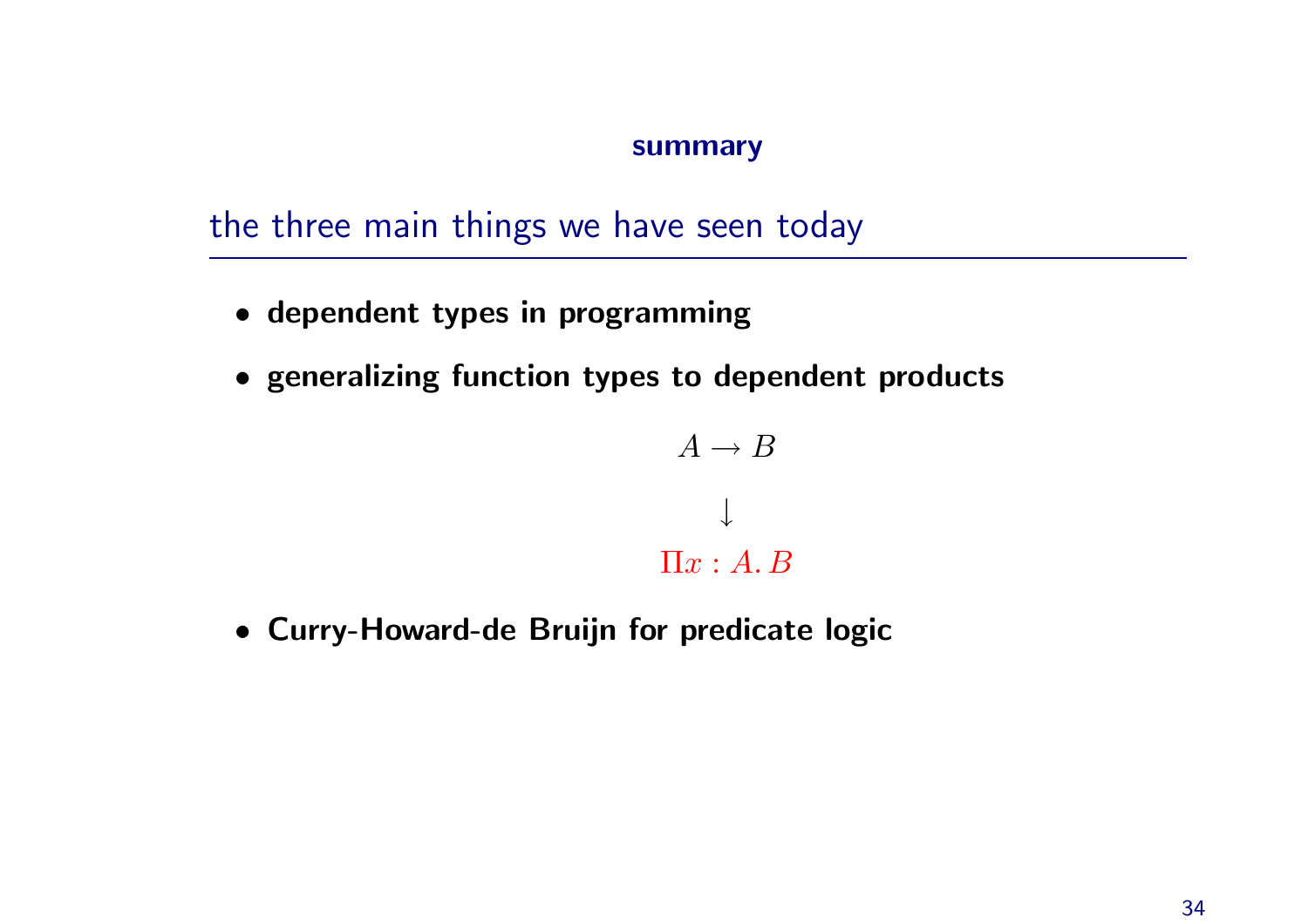# summary

## the three main things we have seen today

- **dependent types in programming**
- **generalizing function types to dependent products**

$$A \to B$$

$$\downarrow$$

$$\Pi x : A.\, B$$

- **Curry-Howard-de Bruijn for predicate logic**